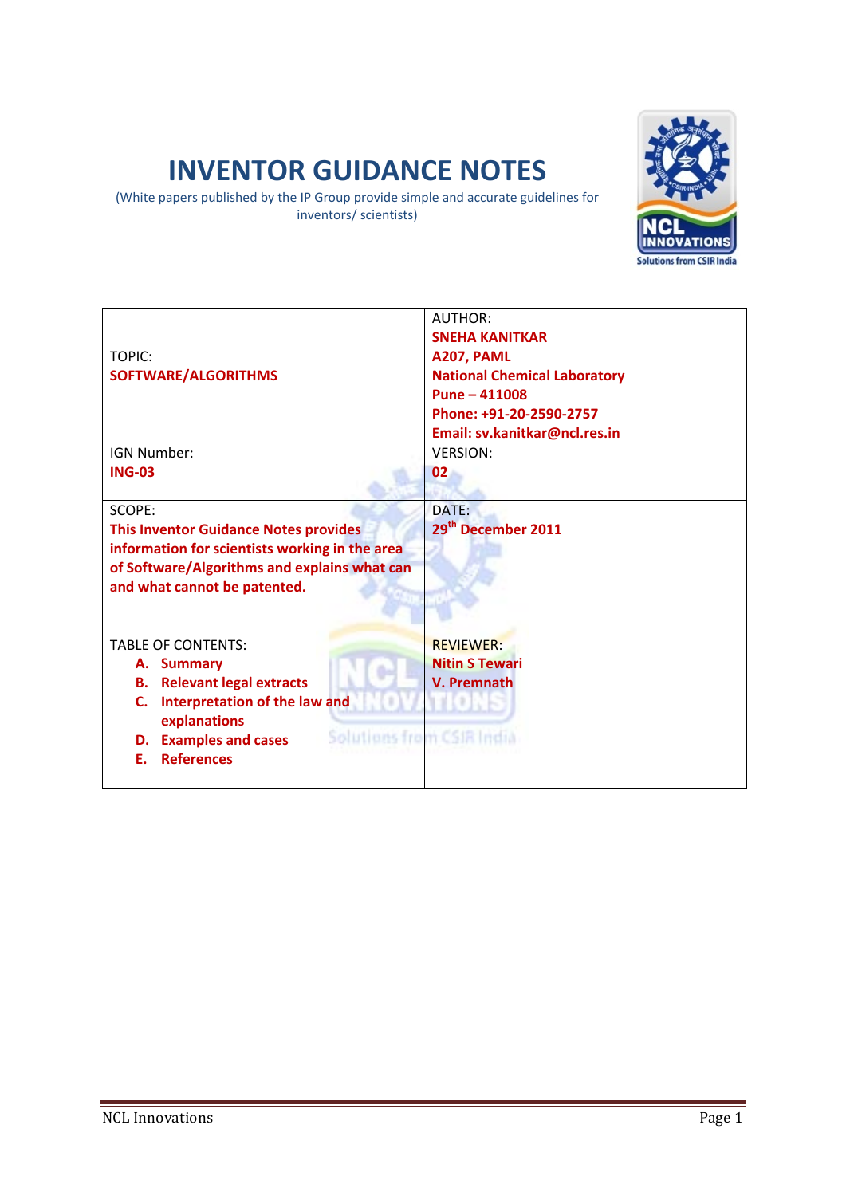# INVENTOR GUIDANCE NOTES

(White papers published by the IP Group provide simple and accurate guidelines for inventors/ scientists)

| TOPIC:<br>**SOFTWARE/ALGORITHMS** | AUTHOR:<br>**SNEHA KANITKAR**<br>**A207, PAML**<br>**National Chemical Laboratory**<br>**Pune – 411008**<br>**Phone: +91-20-2590-2757**<br>**Email: sv.kanitkar@ncl.res.in** |
|---|---|
| IGN Number:<br>**ING-03** | VERSION:<br>**02** |
| SCOPE:<br>**This Inventor Guidance Notes provides information for scientists working in the area of Software/Algorithms and explains what can and what cannot be patented.** | DATE:<br>**29th December 2011** |
| TABLE OF CONTENTS:<br>**A. Summary**<br>**B. Relevant legal extracts**<br>**C. Interpretation of the law and explanations**<br>**D. Examples and cases**<br>**E. References** | REVIEWER:<br>**Nitin S Tewari**<br>**V. Premnath** |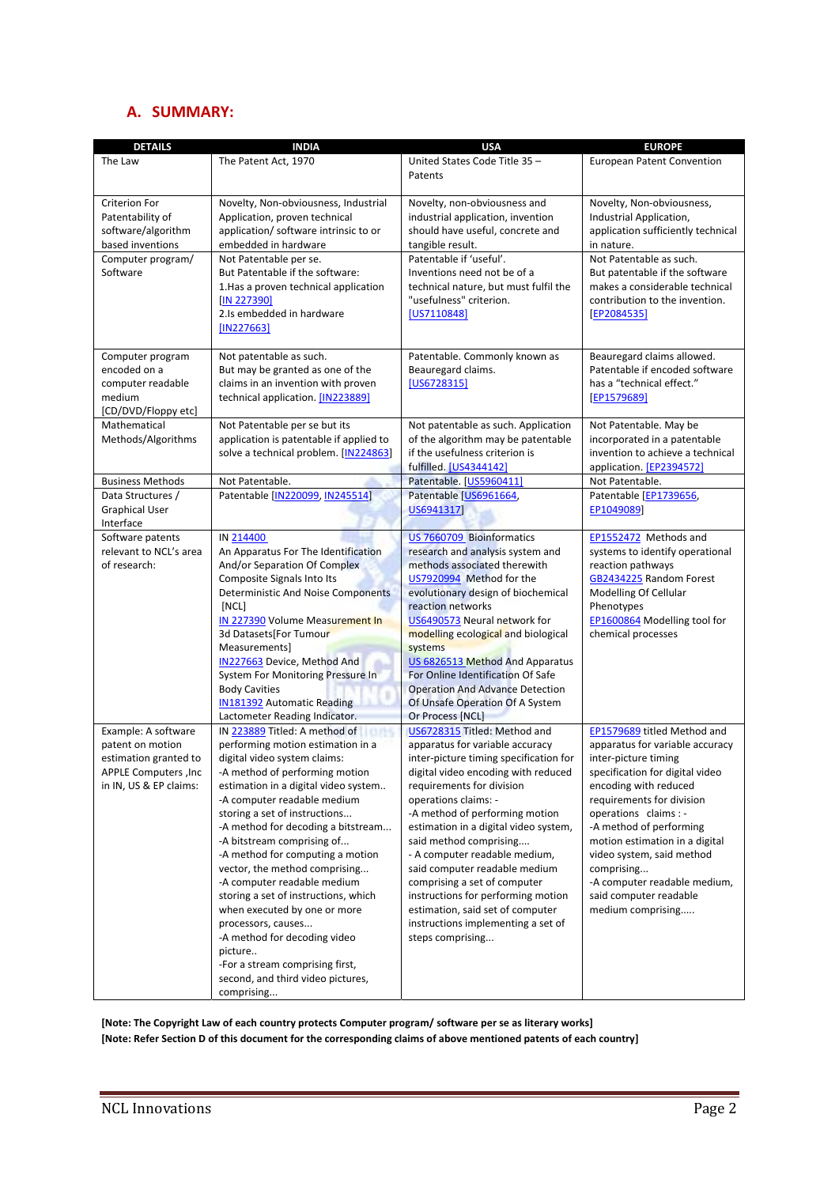## A. SUMMARY:

| DETAILS | INDIA | USA | EUROPE |
|---|---|---|---|
| The Law | The Patent Act, 1970 | United States Code Title 35 – Patents | European Patent Convention |
| Criterion For Patentability of software/algorithm based inventions | Novelty, Non-obviousness, Industrial Application, proven technical application/ software intrinsic to or embedded in hardware | Novelty, non-obviousness and industrial application, invention should have useful, concrete and tangible result. | Novelty, Non-obviousness, Industrial Application, application sufficiently technical in nature. |
| Computer program/ Software | Not Patentable per se.<br>But Patentable if the software:<br>1.Has a proven technical application [IN 227390]<br>2.Is embedded in hardware [IN227663] | Patentable if 'useful'.<br>Inventions need not be of a technical nature, but must fulfil the "usefulness" criterion.<br>[US7110848] | Not Patentable as such.<br>But patentable if the software makes a considerable technical contribution to the invention.<br>[EP2084535] |
| Computer program encoded on a computer readable medium [CD/DVD/Floppy etc] | Not patentable as such.<br>But may be granted as one of the claims in an invention with proven technical application. [IN223889] | Patentable. Commonly known as Beauregard claims.<br>[US6728315] | Beauregard claims allowed.<br>Patentable if encoded software has a "technical effect."<br>[EP1579689] |
| Mathematical Methods/Algorithms | Not Patentable per se but its application is patentable if applied to solve a technical problem. [IN224863] | Not patentable as such. Application of the algorithm may be patentable if the usefulness criterion is fulfilled. [US4344142] | Not Patentable. May be incorporated in a patentable invention to achieve a technical application. [EP2394572] |
| Business Methods | Not Patentable. | Patentable. [US5960411] | Not Patentable. |
| Data Structures / Graphical User Interface | Patentable [IN220099, IN245514] | Patentable [US6961664, US6941317] | Patentable [EP1739656, EP1049089] |
| Software patents relevant to NCL's area of research: | IN 214400<br>An Apparatus For The Identification And/or Separation Of Complex Composite Signals Into Its Deterministic And Noise Components [NCL]<br>IN 227390 Volume Measurement In 3d Datasets[For Tumour Measurements]<br>IN227663 Device, Method And System For Monitoring Pressure In Body Cavities<br>IN181392 Automatic Reading Lactometer Reading Indicator. | US 7660709 Bioinformatics research and analysis system and methods associated therewith<br>US7920994 Method for the evolutionary design of biochemical reaction networks<br>US6490573 Neural network for modelling ecological and biological systems<br>US 6826513 Method And Apparatus For Online Identification Of Safe Operation And Advance Detection Of Unsafe Operation Of A System Or Process [NCL] | EP1552472 Methods and systems to identify operational reaction pathways<br>GB2434225 Random Forest Modelling Of Cellular Phenotypes<br>EP1600864 Modelling tool for chemical processes |
| Example: A software patent on motion estimation granted to APPLE Computers ,Inc in IN, US & EP claims: | IN 223889 Titled: A method of performing motion estimation in a digital video system claims:<br>-A method of performing motion estimation in a digital video system..<br>-A computer readable medium storing a set of instructions...<br>-A method for decoding a bitstream...<br>-A bitstream comprising of...<br>-A method for computing a motion vector, the method comprising...<br>-A computer readable medium storing a set of instructions, which when executed by one or more processors, causes...<br>-A method for decoding video picture..<br>-For a stream comprising first, second, and third video pictures, comprising... | US6728315 Titled: Method and apparatus for variable accuracy inter-picture timing specification for digital video encoding with reduced requirements for division operations claims: -<br>-A method of performing motion estimation in a digital video system, said method comprising....<br>- A computer readable medium, said computer readable medium comprising a set of computer instructions for performing motion estimation, said set of computer instructions implementing a set of steps comprising... | EP1579689 titled Method and apparatus for variable accuracy inter-picture timing specification for digital video encoding with reduced requirements for division operations claims : -<br>-A method of performing motion estimation in a digital video system, said method comprising...<br>-A computer readable medium, said computer readable medium comprising..... |

**[Note: The Copyright Law of each country protects Computer program/ software per se as literary works]**

**[Note: Refer Section D of this document for the corresponding claims of above mentioned patents of each country]**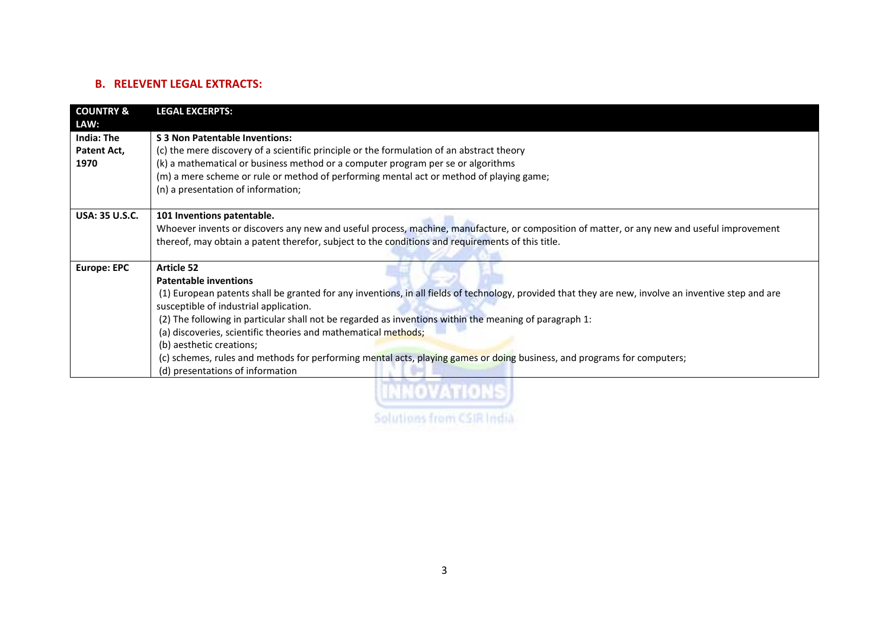## B. RELEVENT LEGAL EXTRACTS:

| COUNTRY & LAW: | LEGAL EXCERPTS: |
|---|---|
| **India: The Patent Act, 1970** | **S 3 Non Patentable Inventions:**<br>(c) the mere discovery of a scientific principle or the formulation of an abstract theory<br>(k) a mathematical or business method or a computer program per se or algorithms<br>(m) a mere scheme or rule or method of performing mental act or method of playing game;<br>(n) a presentation of information; |
| **USA: 35 U.S.C.** | **101 Inventions patentable.**<br>Whoever invents or discovers any new and useful process, machine, manufacture, or composition of matter, or any new and useful improvement thereof, may obtain a patent therefor, subject to the conditions and requirements of this title. |
| **Europe: EPC** | **Article 52**<br>**Patentable inventions**<br>(1) European patents shall be granted for any inventions, in all fields of technology, provided that they are new, involve an inventive step and are susceptible of industrial application.<br>(2) The following in particular shall not be regarded as inventions within the meaning of paragraph 1:<br>(a) discoveries, scientific theories and mathematical methods;<br>(b) aesthetic creations;<br>(c) schemes, rules and methods for performing mental acts, playing games or doing business, and programs for computers;<br>(d) presentations of information |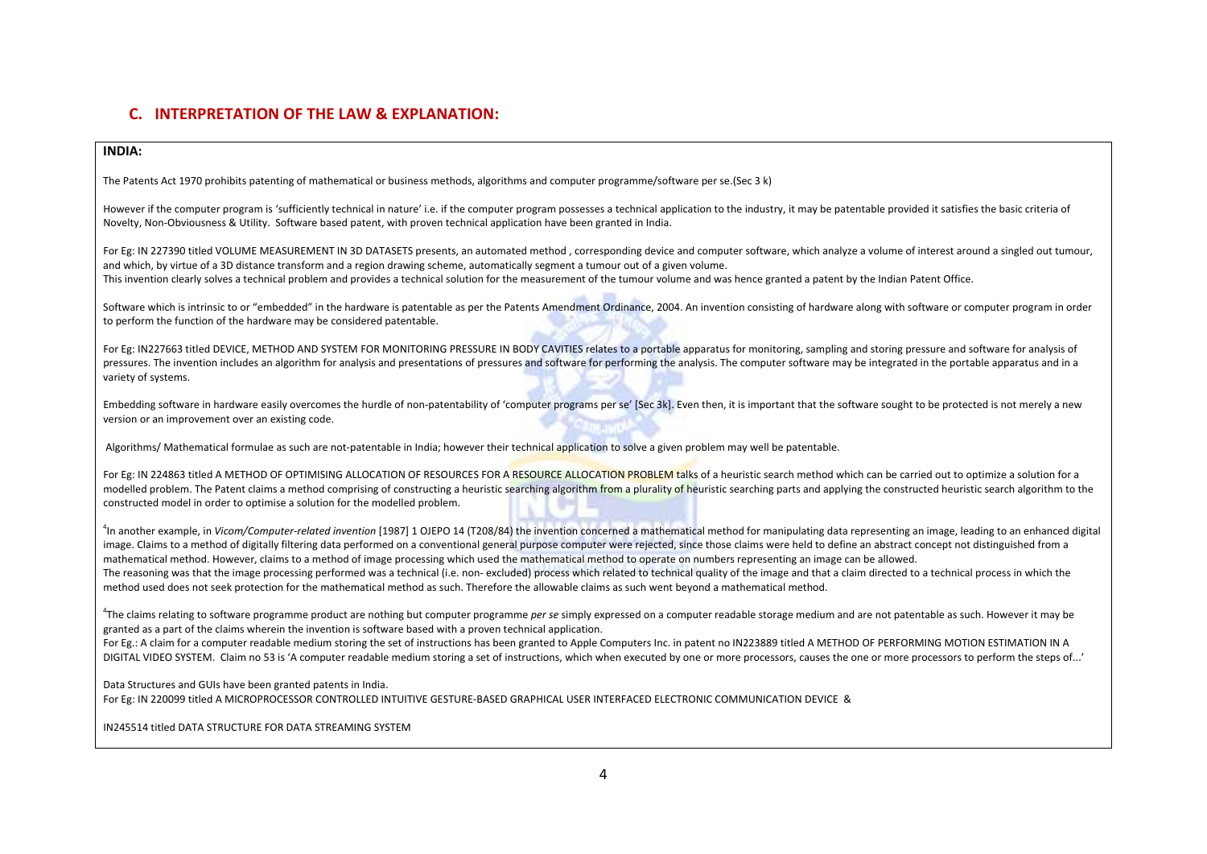## C. INTERPRETATION OF THE LAW & EXPLANATION:

**INDIA:**

The Patents Act 1970 prohibits patenting of mathematical or business methods, algorithms and computer programme/software per se.(Sec 3 k)

However if the computer program is 'sufficiently technical in nature' i.e. if the computer program possesses a technical application to the industry, it may be patentable provided it satisfies the basic criteria of Novelty, Non-Obviousness & Utility. Software based patent, with proven technical application have been granted in India.

For Eg: IN 227390 titled VOLUME MEASUREMENT IN 3D DATASETS presents, an automated method , corresponding device and computer software, which analyze a volume of interest around a singled out tumour, and which, by virtue of a 3D distance transform and a region drawing scheme, automatically segment a tumour out of a given volume.
This invention clearly solves a technical problem and provides a technical solution for the measurement of the tumour volume and was hence granted a patent by the Indian Patent Office.

Software which is intrinsic to or "embedded" in the hardware is patentable as per the Patents Amendment Ordinance, 2004. An invention consisting of hardware along with software or computer program in order to perform the function of the hardware may be considered patentable.

For Eg: IN227663 titled DEVICE, METHOD AND SYSTEM FOR MONITORING PRESSURE IN BODY CAVITIES relates to a portable apparatus for monitoring, sampling and storing pressure and software for analysis of pressures. The invention includes an algorithm for analysis and presentations of pressures and software for performing the analysis. The computer software may be integrated in the portable apparatus and in a variety of systems.

Embedding software in hardware easily overcomes the hurdle of non-patentability of 'computer programs per se' [Sec 3k]. Even then, it is important that the software sought to be protected is not merely a new version or an improvement over an existing code.

Algorithms/ Mathematical formulae as such are not-patentable in India; however their technical application to solve a given problem may well be patentable.

For Eg: IN 224863 titled A METHOD OF OPTIMISING ALLOCATION OF RESOURCES FOR A RESOURCE ALLOCATION PROBLEM talks of a heuristic search method which can be carried out to optimize a solution for a modelled problem. The Patent claims a method comprising of constructing a heuristic searching algorithm from a plurality of heuristic searching parts and applying the constructed heuristic search algorithm to the constructed model in order to optimise a solution for the modelled problem.

[4]In another example, in *Vicom/Computer-related invention* [1987] 1 OJEPO 14 (T208/84) the invention concerned a mathematical method for manipulating data representing an image, leading to an enhanced digital image. Claims to a method of digitally filtering data performed on a conventional general purpose computer were rejected, since those claims were held to define an abstract concept not distinguished from a mathematical method. However, claims to a method of image processing which used the mathematical method to operate on numbers representing an image can be allowed.
The reasoning was that the image processing performed was a technical (i.e. non- excluded) process which related to technical quality of the image and that a claim directed to a technical process in which the method used does not seek protection for the mathematical method as such. Therefore the allowable claims as such went beyond a mathematical method.

[4]The claims relating to software programme product are nothing but computer programme *per se* simply expressed on a computer readable storage medium and are not patentable as such. However it may be granted as a part of the claims wherein the invention is software based with a proven technical application.
For Eg.: A claim for a computer readable medium storing the set of instructions has been granted to Apple Computers Inc. in patent no IN223889 titled A METHOD OF PERFORMING MOTION ESTIMATION IN A DIGITAL VIDEO SYSTEM. Claim no 53 is 'A computer readable medium storing a set of instructions, which when executed by one or more processors, causes the one or more processors to perform the steps of...'

Data Structures and GUIs have been granted patents in India.
For Eg: IN 220099 titled A MICROPROCESSOR CONTROLLED INTUITIVE GESTURE-BASED GRAPHICAL USER INTERFACED ELECTRONIC COMMUNICATION DEVICE &

IN245514 titled DATA STRUCTURE FOR DATA STREAMING SYSTEM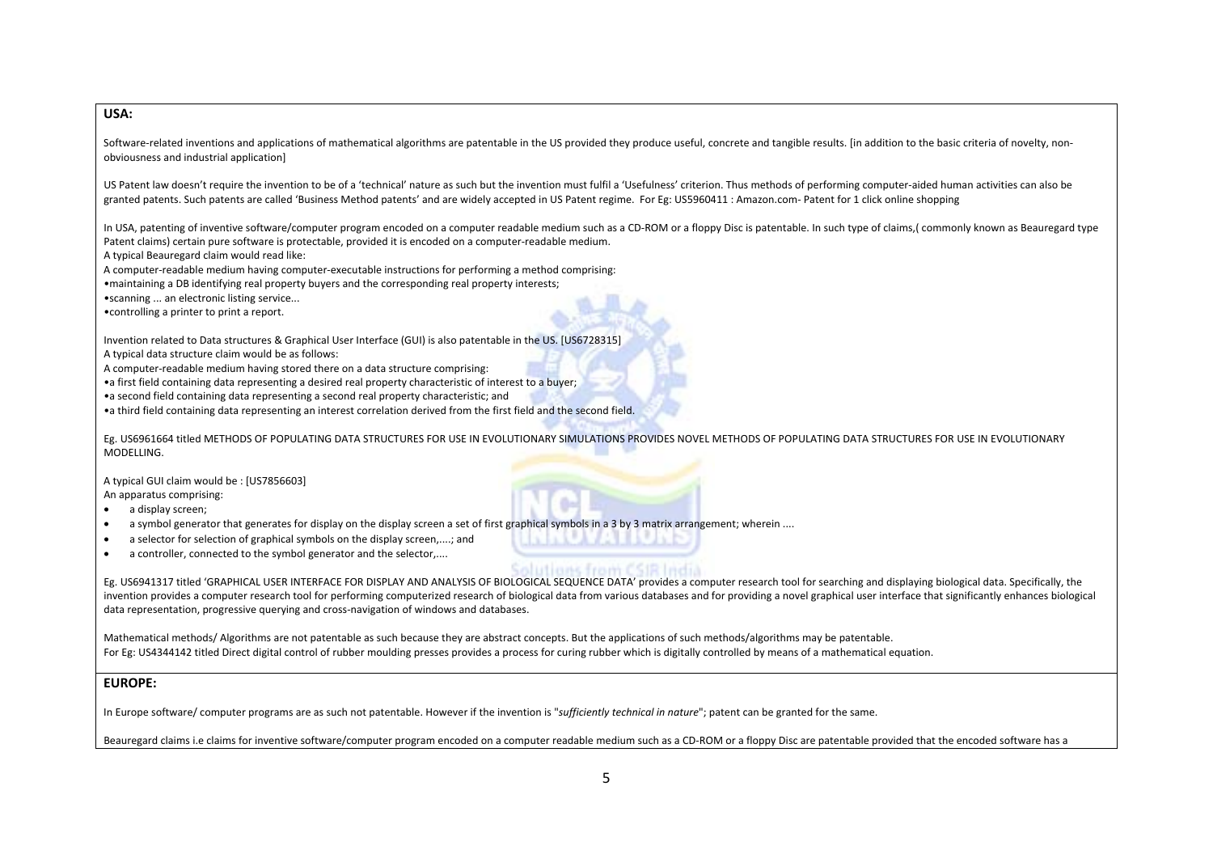**USA:**

Software-related inventions and applications of mathematical algorithms are patentable in the US provided they produce useful, concrete and tangible results. [in addition to the basic criteria of novelty, non-obviousness and industrial application]

US Patent law doesn't require the invention to be of a 'technical' nature as such but the invention must fulfil a 'Usefulness' criterion. Thus methods of performing computer-aided human activities can also be granted patents. Such patents are called 'Business Method patents' and are widely accepted in US Patent regime. For Eg: US5960411 : Amazon.com- Patent for 1 click online shopping

In USA, patenting of inventive software/computer program encoded on a computer readable medium such as a CD-ROM or a floppy Disc is patentable. In such type of claims,( commonly known as Beauregard type Patent claims) certain pure software is protectable, provided it is encoded on a computer-readable medium.
A typical Beauregard claim would read like:
A computer-readable medium having computer-executable instructions for performing a method comprising:
•maintaining a DB identifying real property buyers and the corresponding real property interests;
•scanning ... an electronic listing service...
•controlling a printer to print a report.

Invention related to Data structures & Graphical User Interface (GUI) is also patentable in the US. [US6728315]
A typical data structure claim would be as follows:
A computer-readable medium having stored there on a data structure comprising:
•a first field containing data representing a desired real property characteristic of interest to a buyer;
•a second field containing data representing a second real property characteristic; and
•a third field containing data representing an interest correlation derived from the first field and the second field.

Eg. US6961664 titled METHODS OF POPULATING DATA STRUCTURES FOR USE IN EVOLUTIONARY SIMULATIONS PROVIDES NOVEL METHODS OF POPULATING DATA STRUCTURES FOR USE IN EVOLUTIONARY MODELLING.

A typical GUI claim would be : [US7856603]
An apparatus comprising:

- a display screen;
- a symbol generator that generates for display on the display screen a set of first graphical symbols in a 3 by 3 matrix arrangement; wherein ....
- a selector for selection of graphical symbols on the display screen,....; and
- a controller, connected to the symbol generator and the selector,....

Eg. US6941317 titled 'GRAPHICAL USER INTERFACE FOR DISPLAY AND ANALYSIS OF BIOLOGICAL SEQUENCE DATA' provides a computer research tool for searching and displaying biological data. Specifically, the invention provides a computer research tool for performing computerized research of biological data from various databases and for providing a novel graphical user interface that significantly enhances biological data representation, progressive querying and cross-navigation of windows and databases.

Mathematical methods/ Algorithms are not patentable as such because they are abstract concepts. But the applications of such methods/algorithms may be patentable.
For Eg: US4344142 titled Direct digital control of rubber moulding presses provides a process for curing rubber which is digitally controlled by means of a mathematical equation.

**EUROPE:**

In Europe software/ computer programs are as such not patentable. However if the invention is "*sufficiently technical in nature*"; patent can be granted for the same.

Beauregard claims i.e claims for inventive software/computer program encoded on a computer readable medium such as a CD-ROM or a floppy Disc are patentable provided that the encoded software has a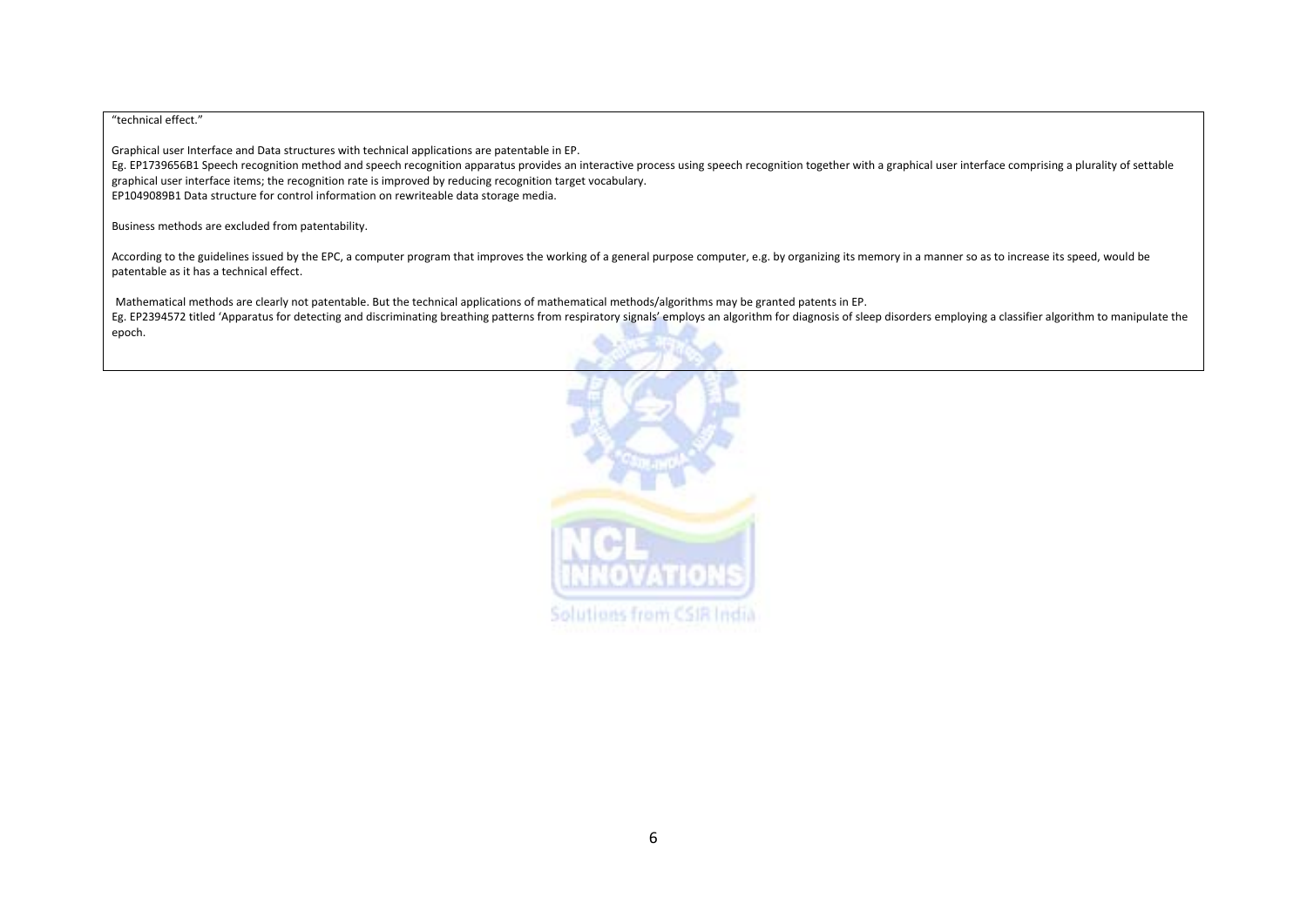"technical effect."

Graphical user Interface and Data structures with technical applications are patentable in EP.

Eg. EP1739656B1 Speech recognition method and speech recognition apparatus provides an interactive process using speech recognition together with a graphical user interface comprising a plurality of settable graphical user interface items; the recognition rate is improved by reducing recognition target vocabulary.

EP1049089B1 Data structure for control information on rewriteable data storage media.

Business methods are excluded from patentability.

According to the guidelines issued by the EPC, a computer program that improves the working of a general purpose computer, e.g. by organizing its memory in a manner so as to increase its speed, would be patentable as it has a technical effect.

Mathematical methods are clearly not patentable. But the technical applications of mathematical methods/algorithms may be granted patents in EP.

Eg. EP2394572 titled 'Apparatus for detecting and discriminating breathing patterns from respiratory signals' employs an algorithm for diagnosis of sleep disorders employing a classifier algorithm to manipulate the epoch.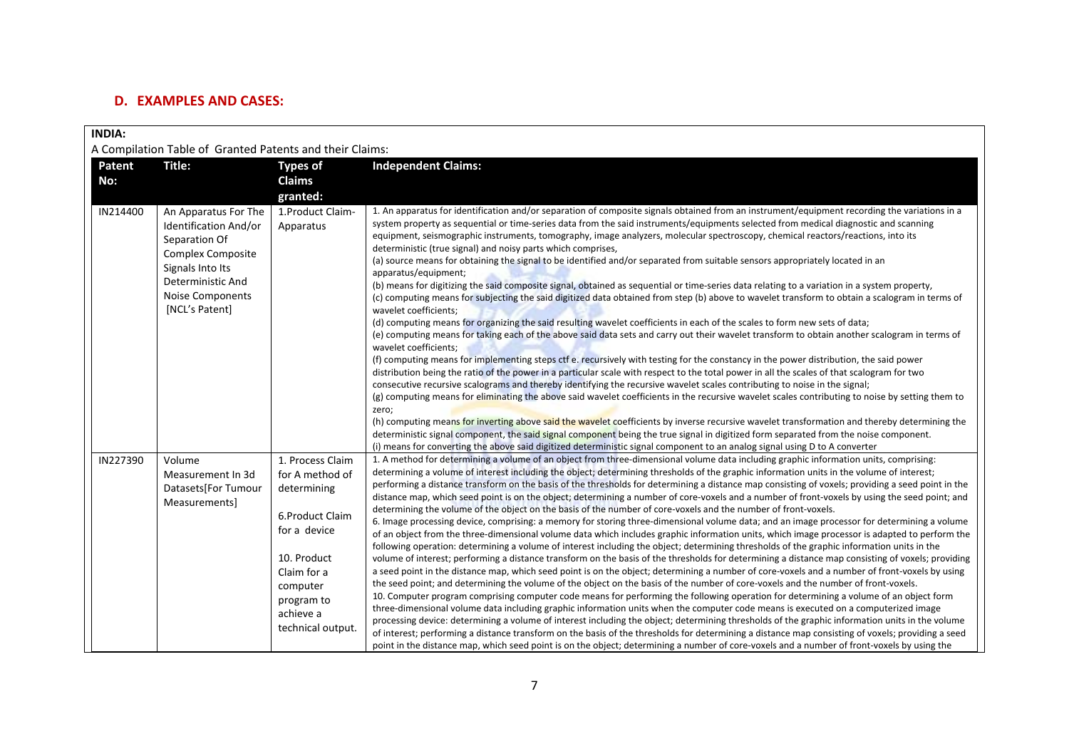## D. EXAMPLES AND CASES:

**INDIA:**

A Compilation Table of Granted Patents and their Claims:

| Patent No: | Title: | Types of Claims granted: | Independent Claims: |
|---|---|---|---|
| IN214400 | An Apparatus For The Identification And/or Separation Of Complex Composite Signals Into Its Deterministic And Noise Components [NCL's Patent] | 1.Product Claim-Apparatus | 1. An apparatus for identification and/or separation of composite signals obtained from an instrument/equipment recording the variations in a system property as sequential or time-series data from the said instruments/equipments selected from medical diagnostic and scanning equipment, seismographic instruments, tomography, image analyzers, molecular spectroscopy, chemical reactors/reactions, into its deterministic (true signal) and noisy parts which comprises,<br>(a) source means for obtaining the signal to be identified and/or separated from suitable sensors appropriately located in an apparatus/equipment;<br>(b) means for digitizing the said composite signal, obtained as sequential or time-series data relating to a variation in a system property,<br>(c) computing means for subjecting the said digitized data obtained from step (b) above to wavelet transform to obtain a scalogram in terms of wavelet coefficients;<br>(d) computing means for organizing the said resulting wavelet coefficients in each of the scales to form new sets of data;<br>(e) computing means for taking each of the above said data sets and carry out their wavelet transform to obtain another scalogram in terms of wavelet coefficients;<br>(f) computing means for implementing steps ctf e. recursively with testing for the constancy in the power distribution, the said power distribution being the ratio of the power in a particular scale with respect to the total power in all the scales of that scalogram for two consecutive recursive scalograms and thereby identifying the recursive wavelet scales contributing to noise in the signal;<br>(g) computing means for eliminating the above said wavelet coefficients in the recursive wavelet scales contributing to noise by setting them to zero;<br>(h) computing means for inverting above said the wavelet coefficients by inverse recursive wavelet transformation and thereby determining the deterministic signal component, the said signal component being the true signal in digitized form separated from the noise component.<br>(i) means for converting the above said digitized deterministic signal component to an analog signal using D to A converter |
| IN227390 | Volume Measurement In 3d Datasets[For Tumour Measurements] | 1. Process Claim for A method of determining<br><br>6.Product Claim for a device<br><br>10. Product Claim for a computer program to achieve a technical output. | 1. A method for determining a volume of an object from three-dimensional volume data including graphic information units, comprising: determining a volume of interest including the object; determining thresholds of the graphic information units in the volume of interest; performing a distance transform on the basis of the thresholds for determining a distance map consisting of voxels; providing a seed point in the distance map, which seed point is on the object; determining a number of core-voxels and a number of front-voxels by using the seed point; and determining the volume of the object on the basis of the number of core-voxels and the number of front-voxels.<br>6. Image processing device, comprising: a memory for storing three-dimensional volume data; and an image processor for determining a volume of an object from the three-dimensional volume data which includes graphic information units, which image processor is adapted to perform the following operation: determining a volume of interest including the object; determining thresholds of the graphic information units in the volume of interest; performing a distance transform on the basis of the thresholds for determining a distance map consisting of voxels; providing a seed point in the distance map, which seed point is on the object; determining a number of core-voxels and a number of front-voxels by using the seed point; and determining the volume of the object on the basis of the number of core-voxels and the number of front-voxels.<br>10. Computer program comprising computer code means for performing the following operation for determining a volume of an object form three-dimensional volume data including graphic information units when the computer code means is executed on a computerized image processing device: determining a volume of interest including the object; determining thresholds of the graphic information units in the volume of interest; performing a distance transform on the basis of the thresholds for determining a distance map consisting of voxels; providing a seed point in the distance map, which seed point is on the object; determining a number of core-voxels and a number of front-voxels by using the |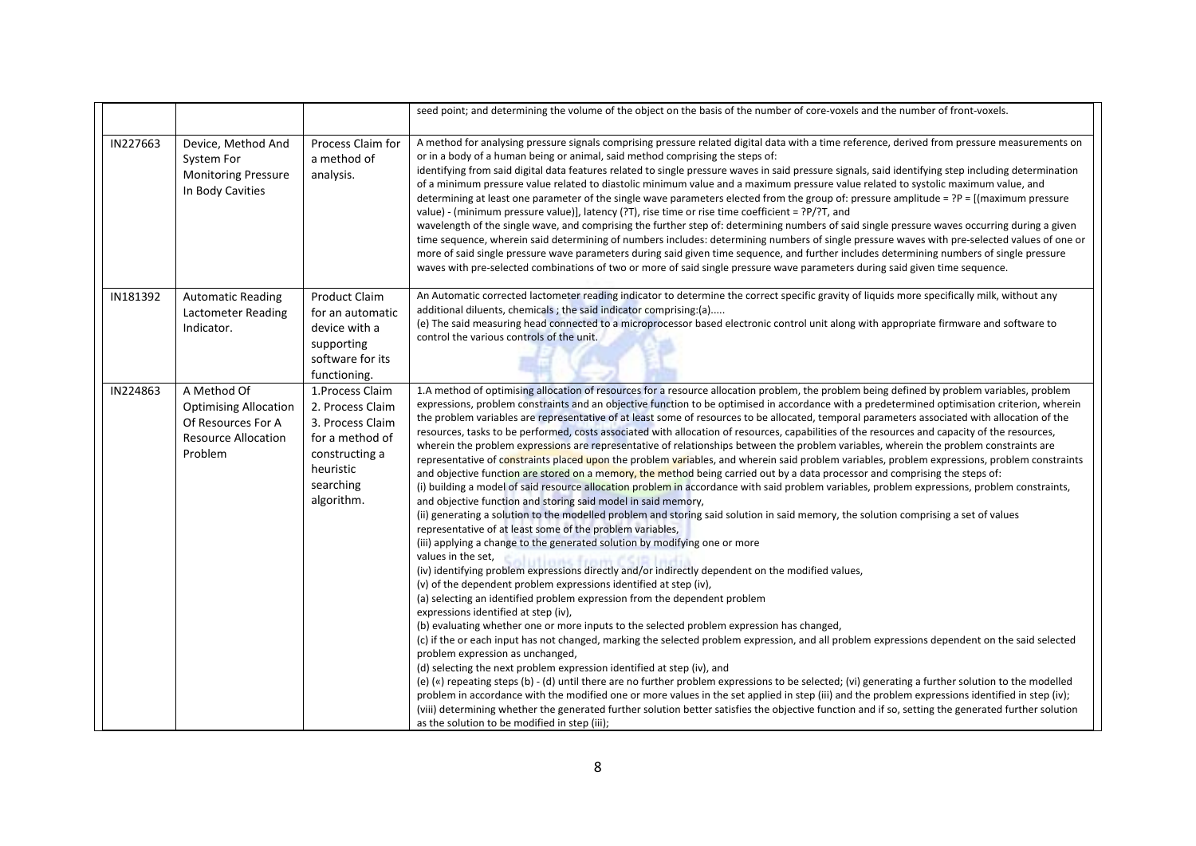| | | | |
|---|---|---|---|
| | | | seed point; and determining the volume of the object on the basis of the number of core-voxels and the number of front-voxels. |
| IN227663 | Device, Method And System For Monitoring Pressure In Body Cavities | Process Claim for a method of analysis. | A method for analysing pressure signals comprising pressure related digital data with a time reference, derived from pressure measurements on or in a body of a human being or animal, said method comprising the steps of: identifying from said digital data features related to single pressure waves in said pressure signals, said identifying step including determination of a minimum pressure value related to diastolic minimum value and a maximum pressure value related to systolic maximum value, and determining at least one parameter of the single wave parameters elected from the group of: pressure amplitude = ?P = [(maximum pressure value) - (minimum pressure value)], latency (?T), rise time or rise time coefficient = ?P/?T, and wavelength of the single wave, and comprising the further step of: determining numbers of said single pressure waves occurring during a given time sequence, wherein said determining of numbers includes: determining numbers of single pressure waves with pre-selected values of one or more of said single pressure wave parameters during said given time sequence, and further includes determining numbers of single pressure waves with pre-selected combinations of two or more of said single pressure wave parameters during said given time sequence. |
| IN181392 | Automatic Reading Lactometer Reading Indicator. | Product Claim for an automatic device with a supporting software for its functioning. | An Automatic corrected lactometer reading indicator to determine the correct specific gravity of liquids more specifically milk, without any additional diluents, chemicals ; the said indicator comprising:(a)..... (e) The said measuring head connected to a microprocessor based electronic control unit along with appropriate firmware and software to control the various controls of the unit. |
| IN224863 | A Method Of Optimising Allocation Of Resources For A Resource Allocation Problem | 1.Process Claim 2. Process Claim 3. Process Claim for a method of constructing a heuristic searching algorithm. | 1.A method of optimising allocation of resources for a resource allocation problem, the problem being defined by problem variables, problem expressions, problem constraints and an objective function to be optimised in accordance with a predetermined optimisation criterion, wherein the problem variables are representative of at least some of resources to be allocated, temporal parameters associated with allocation of the resources, tasks to be performed, costs associated with allocation of resources, capabilities of the resources and capacity of the resources, wherein the problem expressions are representative of relationships between the problem variables, wherein the problem constraints are representative of constraints placed upon the problem variables, and wherein said problem variables, problem expressions, problem constraints and objective function are stored on a memory, the method being carried out by a data processor and comprising the steps of: (i) building a model of said resource allocation problem in accordance with said problem variables, problem expressions, problem constraints, and objective function and storing said model in said memory, (ii) generating a solution to the modelled problem and storing said solution in said memory, the solution comprising a set of values representative of at least some of the problem variables, (iii) applying a change to the generated solution by modifying one or more values in the set, (iv) identifying problem expressions directly and/or indirectly dependent on the modified values, (v) of the dependent problem expressions identified at step (iv), (a) selecting an identified problem expression from the dependent problem expressions identified at step (iv), (b) evaluating whether one or more inputs to the selected problem expression has changed, (c) if the or each input has not changed, marking the selected problem expression, and all problem expressions dependent on the said selected problem expression as unchanged, (d) selecting the next problem expression identified at step (iv), and (e) («) repeating steps (b) - (d) until there are no further problem expressions to be selected; (vi) generating a further solution to the modelled problem in accordance with the modified one or more values in the set applied in step (iii) and the problem expressions identified in step (iv); (viii) determining whether the generated further solution better satisfies the objective function and if so, setting the generated further solution as the solution to be modified in step (iii); |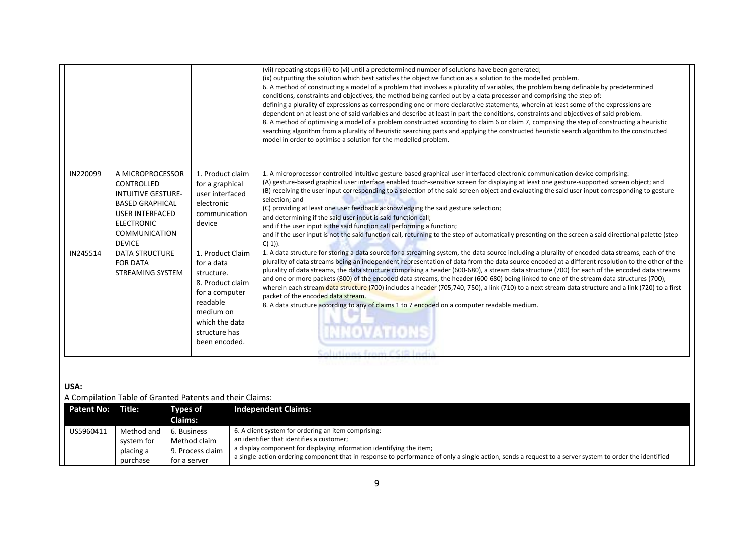| | | | |
|---|---|---|---|
| | | | (vii) repeating steps (iii) to (vi) until a predetermined number of solutions have been generated;<br>(ix) outputting the solution which best satisfies the objective function as a solution to the modelled problem.<br>6. A method of constructing a model of a problem that involves a plurality of variables, the problem being definable by predetermined conditions, constraints and objectives, the method being carried out by a data processor and comprising the step of:<br>defining a plurality of expressions as corresponding one or more declarative statements, wherein at least some of the expressions are dependent on at least one of said variables and describe at least in part the conditions, constraints and objectives of said problem.<br>8. A method of optimising a model of a problem constructed according to claim 6 or claim 7, comprising the step of constructing a heuristic searching algorithm from a plurality of heuristic searching parts and applying the constructed heuristic search algorithm to the constructed model in order to optimise a solution for the modelled problem. |
| IN220099 | A MICROPROCESSOR CONTROLLED INTUITIVE GESTURE-BASED GRAPHICAL USER INTERFACED ELECTRONIC COMMUNICATION DEVICE | 1. Product claim for a graphical user interfaced electronic communication device | 1. A microprocessor-controlled intuitive gesture-based graphical user interfaced electronic communication device comprising:<br>(A) gesture-based graphical user interface enabled touch-sensitive screen for displaying at least one gesture-supported screen object; and<br>(B) receiving the user input corresponding to a selection of the said screen object and evaluating the said user input corresponding to gesture selection; and<br>(C) providing at least one user feedback acknowledging the said gesture selection;<br>and determining if the said user input is said function call;<br>and if the user input is the said function call performing a function;<br>and if the user input is not the said function call, returning to the step of automatically presenting on the screen a said directional palette (step C) 1)). |
| IN245514 | DATA STRUCTURE FOR DATA STREAMING SYSTEM | 1. Product Claim for a data structure.<br>8. Product claim for a computer readable medium on which the data structure has been encoded. | 1. A data structure for storing a data source for a streaming system, the data source including a plurality of encoded data streams, each of the plurality of data streams being an independent representation of data from the data source encoded at a different resolution to the other of the plurality of data streams, the data structure comprising a header (600-680), a stream data structure (700) for each of the encoded data streams and one or more packets (800) of the encoded data streams, the header (600-680) being linked to one of the stream data structures (700), wherein each stream data structure (700) includes a header (705,740, 750), a link (710) to a next stream data structure and a link (720) to a first packet of the encoded data stream.<br>8. A data structure according to any of claims 1 to 7 encoded on a computer readable medium. |

**USA:**

A Compilation Table of Granted Patents and their Claims:

| Patent No: | Title: | Types of Claims: | Independent Claims: |
|---|---|---|---|
| US5960411 | Method and system for placing a purchase | 6. Business Method claim<br>9. Process claim for a server | 6. A client system for ordering an item comprising:<br>an identifier that identifies a customer;<br>a display component for displaying information identifying the item;<br>a single-action ordering component that in response to performance of only a single action, sends a request to a server system to order the identified |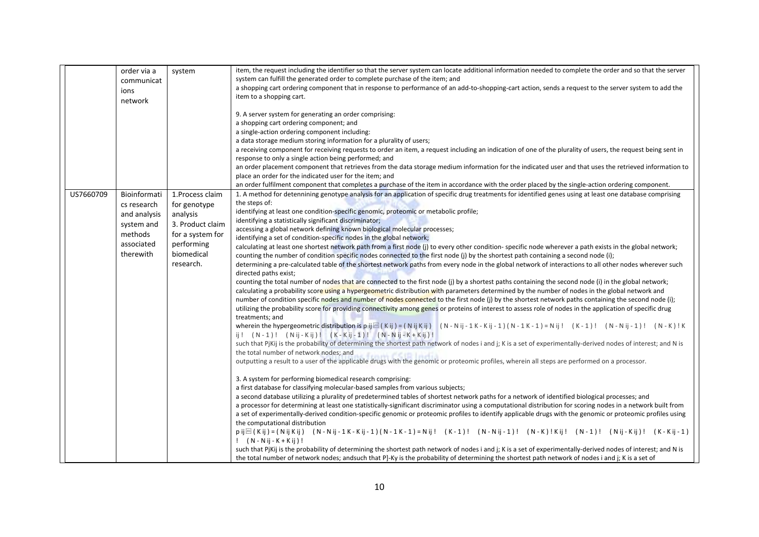| | | | |
|---|---|---|---|
| | order via a communications network | system | item, the request including the identifier so that the server system can locate additional information needed to complete the order and so that the server system can fulfill the generated order to complete purchase of the item; and<br>a shopping cart ordering component that in response to performance of an add-to-shopping-cart action, sends a request to the server system to add the item to a shopping cart.<br><br>9. A server system for generating an order comprising:<br>a shopping cart ordering component; and<br>a single-action ordering component including:<br>a data storage medium storing information for a plurality of users;<br>a receiving component for receiving requests to order an item, a request including an indication of one of the plurality of users, the request being sent in response to only a single action being performed; and<br>an order placement component that retrieves from the data storage medium information for the indicated user and that uses the retrieved information to place an order for the indicated user for the item; and<br>an order fulfilment component that completes a purchase of the item in accordance with the order placed by the single-action ordering component. |
| US7660709 | Bioinformatics research and analysis system and methods associated therewith | 1.Process claim for genotype analysis<br>3. Product claim for a system for performing biomedical research. | 1. A method for detennining genotype analysis for an application of specific drug treatments for identified genes using at least one database comprising the steps of:<br>identifying at least one condition-specific genomic, proteomic or metabolic profile;<br>identifying a statistically significant discriminator;<br>accessing a global network defining known biological molecular processes;<br>identifying a set of condition-specific nodes in the global network;<br>calculating at least one shortest network path from a first node (j) to every other condition- specific node wherever a path exists in the global network;<br>counting the number of condition specific nodes connected to the first node (j) by the shortest path containing a second node (i);<br>determining a pre-calculated table of the shortest network paths from every node in the global network of interactions to all other nodes wherever such directed paths exist;<br>counting the total number of nodes that are connected to the first node (j) by a shortest paths containing the second node (i) in the global network;<br>calculating a probability score using a hypergeometric distribution with parameters determined by the number of nodes in the global network and number of condition specific nodes and number of nodes connected to the first node (j) by the shortest network paths containing the second node (i);<br>utilizing the probability score for providing connectivity among genes or proteins of interest to assess role of nodes in the application of specific drug treatments; and<br>wherein the hypergeometric distribution is p ij ( K ij ) = ( N ij K ij ) ( N - N ij - 1 K - K ij - 1 ) ( N - 1 K - 1 ) = N ij ! ( K - 1 ) ! ( N - N ij - 1 ) ! ( N - K ) ! K ij ! ( N - 1 ) ! ( N ij - K ij ) ! ( K - K ij - 1 ) ! ( N - N ij - K + K ij ) !<br>such that PjKij is the probability of determining the shortest path network of nodes i and j; K is a set of experimentally-derived nodes of interest; and N is the total number of network nodes; and<br>outputting a result to a user of the applicable drugs with the genomic or proteomic profiles, wherein all steps are performed on a processor.<br><br>3. A system for performing biomedical research comprising:<br>a first database for classifying molecular-based samples from various subjects;<br>a second database utilizing a plurality of predetermined tables of shortest network paths for a network of identified biological processes; and<br>a processor for determining at least one statistically-significant discriminator using a computational distribution for scoring nodes in a network built from a set of experimentally-derived condition-specific genomic or proteomic profiles to identify applicable drugs with the genomic or proteomic profiles using the computational distribution<br>p ij ( K ij ) = ( N ij K ij ) ( N - N ij - 1 K - K ij - 1 ) ( N - 1 K - 1 ) = N ij ! ( K - 1 ) ! ( N - N ij - 1 ) ! ( N - K ) ! K ij ! ( N - 1 ) ! ( N ij - K ij ) ! ( K - K ij - 1 ) ! ( N - N ij - K + K ij ) !<br>such that PjKij is the probability of determining the shortest path network of nodes i and j; K is a set of experimentally-derived nodes of interest; and N is the total number of network nodes; andsuch that P]-Ky is the probability of determining the shortest path network of nodes i and j; K is a set of |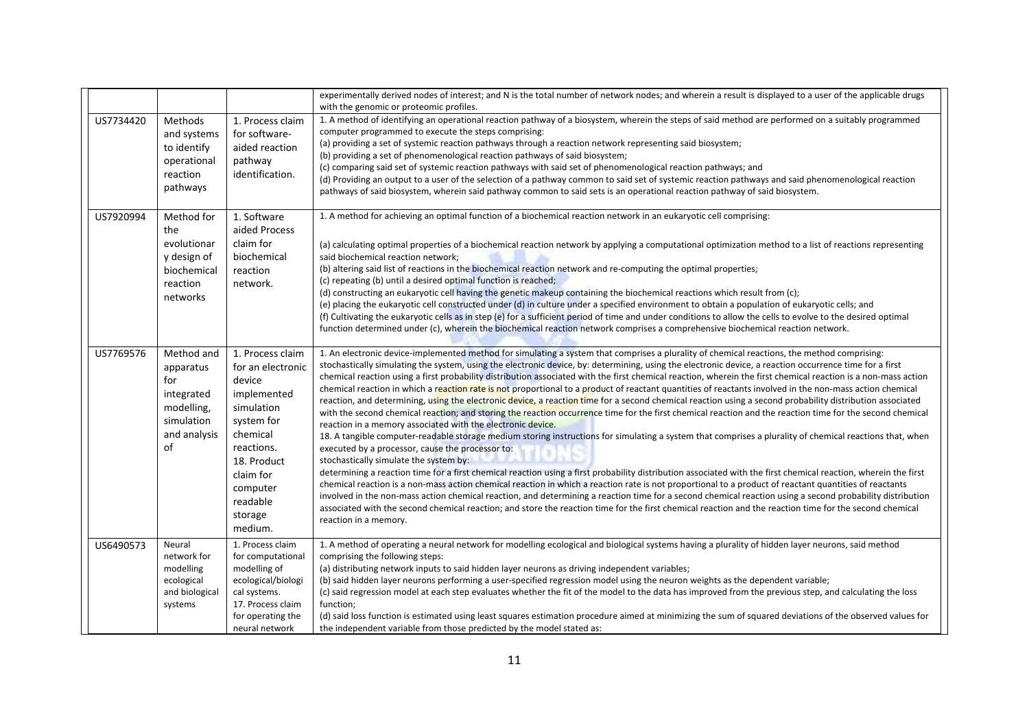| | | | |
|---|---|---|---|
| | | | experimentally derived nodes of interest; and N is the total number of network nodes; and wherein a result is displayed to a user of the applicable drugs with the genomic or proteomic profiles. |
| US7734420 | Methods and systems to identify operational reaction pathways | 1. Process claim for software-aided reaction pathway identification. | 1. A method of identifying an operational reaction pathway of a biosystem, wherein the steps of said method are performed on a suitably programmed computer programmed to execute the steps comprising:<br>(a) providing a set of systemic reaction pathways through a reaction network representing said biosystem;<br>(b) providing a set of phenomenological reaction pathways of said biosystem;<br>(c) comparing said set of systemic reaction pathways with said set of phenomenological reaction pathways; and<br>(d) Providing an output to a user of the selection of a pathway common to said set of systemic reaction pathways and said phenomenological reaction pathways of said biosystem, wherein said pathway common to said sets is an operational reaction pathway of said biosystem. |
| US7920994 | Method for the evolutionary design of biochemical reaction networks | 1. Software aided Process claim for biochemical reaction network. | 1. A method for achieving an optimal function of a biochemical reaction network in an eukaryotic cell comprising:<br>(a) calculating optimal properties of a biochemical reaction network by applying a computational optimization method to a list of reactions representing said biochemical reaction network;<br>(b) altering said list of reactions in the biochemical reaction network and re-computing the optimal properties;<br>(c) repeating (b) until a desired optimal function is reached;<br>(d) constructing an eukaryotic cell having the genetic makeup containing the biochemical reactions which result from (c);<br>(e) placing the eukaryotic cell constructed under (d) in culture under a specified environment to obtain a population of eukaryotic cells; and<br>(f) Cultivating the eukaryotic cells as in step (e) for a sufficient period of time and under conditions to allow the cells to evolve to the desired optimal function determined under (c), wherein the biochemical reaction network comprises a comprehensive biochemical reaction network. |
| US7769576 | Method and apparatus for integrated modelling, simulation and analysis of | 1. Process claim for an electronic device implemented simulation system for chemical reactions.<br>18. Product claim for computer readable storage medium. | 1. An electronic device-implemented method for simulating a system that comprises a plurality of chemical reactions, the method comprising: stochastically simulating the system, using the electronic device, by: determining, using the electronic device, a reaction occurrence time for a first chemical reaction using a first probability distribution associated with the first chemical reaction, wherein the first chemical reaction is a non-mass action chemical reaction in which a reaction rate is not proportional to a product of reactant quantities of reactants involved in the non-mass action chemical reaction, and determining, using the electronic device, a reaction time for a second chemical reaction using a second probability distribution associated with the second chemical reaction; and storing the reaction occurrence time for the first chemical reaction and the reaction time for the second chemical reaction in a memory associated with the electronic device.<br>18. A tangible computer-readable storage medium storing instructions for simulating a system that comprises a plurality of chemical reactions that, when executed by a processor, cause the processor to:<br>stochastically simulate the system by:<br>determining a reaction time for a first chemical reaction using a first probability distribution associated with the first chemical reaction, wherein the first chemical reaction is a non-mass action chemical reaction in which a reaction rate is not proportional to a product of reactant quantities of reactants involved in the non-mass action chemical reaction, and determining a reaction time for a second chemical reaction using a second probability distribution associated with the second chemical reaction; and store the reaction time for the first chemical reaction and the reaction time for the second chemical reaction in a memory. |
| US6490573 | Neural network for modelling ecological and biological systems | 1. Process claim for computational modelling of ecological/biological systems.<br>17. Process claim for operating the neural network | 1. A method of operating a neural network for modelling ecological and biological systems having a plurality of hidden layer neurons, said method comprising the following steps:<br>(a) distributing network inputs to said hidden layer neurons as driving independent variables;<br>(b) said hidden layer neurons performing a user-specified regression model using the neuron weights as the dependent variable;<br>(c) said regression model at each step evaluates whether the fit of the model to the data has improved from the previous step, and calculating the loss function;<br>(d) said loss function is estimated using least squares estimation procedure aimed at minimizing the sum of squared deviations of the observed values for the independent variable from those predicted by the model stated as: |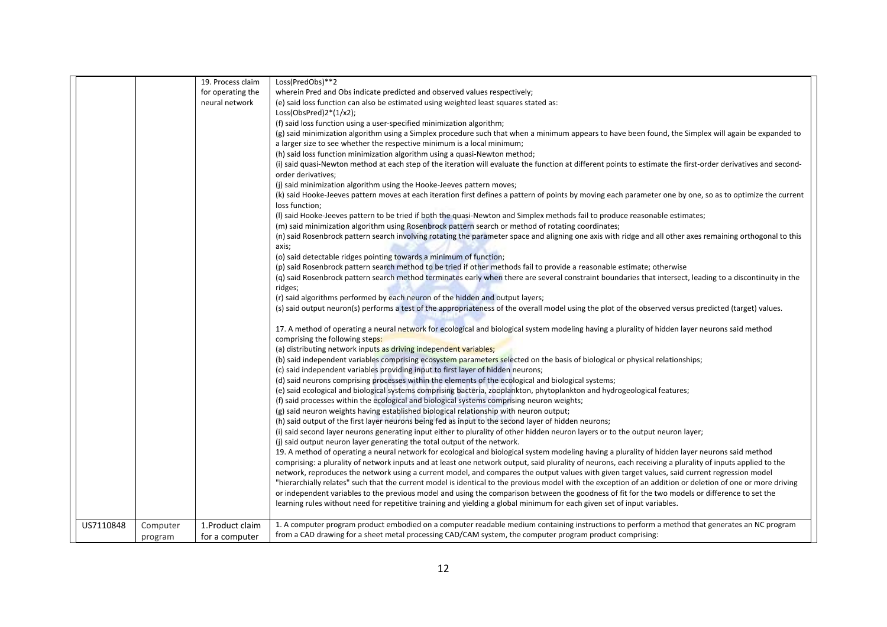| | | | |
|---|---|---|---|
| | | 19. Process claim for operating the neural network | Loss(PredObs)**2<br>wherein Pred and Obs indicate predicted and observed values respectively;<br>(e) said loss function can also be estimated using weighted least squares stated as:<br>Loss(ObsPred)2*(1/x2);<br>(f) said loss function using a user-specified minimization algorithm;<br>(g) said minimization algorithm using a Simplex procedure such that when a minimum appears to have been found, the Simplex will again be expanded to a larger size to see whether the respective minimum is a local minimum;<br>(h) said loss function minimization algorithm using a quasi-Newton method;<br>(i) said quasi-Newton method at each step of the iteration will evaluate the function at different points to estimate the first-order derivatives and second-order derivatives;<br>(j) said minimization algorithm using the Hooke-Jeeves pattern moves;<br>(k) said Hooke-Jeeves pattern moves at each iteration first defines a pattern of points by moving each parameter one by one, so as to optimize the current loss function;<br>(l) said Hooke-Jeeves pattern to be tried if both the quasi-Newton and Simplex methods fail to produce reasonable estimates;<br>(m) said minimization algorithm using Rosenbrock pattern search or method of rotating coordinates;<br>(n) said Rosenbrock pattern search involving rotating the parameter space and aligning one axis with ridge and all other axes remaining orthogonal to this axis;<br>(o) said detectable ridges pointing towards a minimum of function;<br>(p) said Rosenbrock pattern search method to be tried if other methods fail to provide a reasonable estimate; otherwise<br>(q) said Rosenbrock pattern search method terminates early when there are several constraint boundaries that intersect, leading to a discontinuity in the ridges;<br>(r) said algorithms performed by each neuron of the hidden and output layers;<br>(s) said output neuron(s) performs a test of the appropriateness of the overall model using the plot of the observed versus predicted (target) values.<br><br>17. A method of operating a neural network for ecological and biological system modeling having a plurality of hidden layer neurons said method comprising the following steps:<br>(a) distributing network inputs as driving independent variables;<br>(b) said independent variables comprising ecosystem parameters selected on the basis of biological or physical relationships;<br>(c) said independent variables providing input to first layer of hidden neurons;<br>(d) said neurons comprising processes within the elements of the ecological and biological systems;<br>(e) said ecological and biological systems comprising bacteria, zooplankton, phytoplankton and hydrogeological features;<br>(f) said processes within the ecological and biological systems comprising neuron weights;<br>(g) said neuron weights having established biological relationship with neuron output;<br>(h) said output of the first layer neurons being fed as input to the second layer of hidden neurons;<br>(i) said second layer neurons generating input either to plurality of other hidden neuron layers or to the output neuron layer;<br>(j) said output neuron layer generating the total output of the network.<br>19. A method of operating a neural network for ecological and biological system modeling having a plurality of hidden layer neurons said method comprising: a plurality of network inputs and at least one network output, said plurality of neurons, each receiving a plurality of inputs applied to the network, reproduces the network using a current model, and compares the output values with given target values, said current regression model "hierarchially relates" such that the current model is identical to the previous model with the exception of an addition or deletion of one or more driving or independent variables to the previous model and using the comparison between the goodness of fit for the two models or difference to set the learning rules without need for repetitive training and yielding a global minimum for each given set of input variables. |
| US7110848 | Computer program | 1.Product claim for a computer | 1. A computer program product embodied on a computer readable medium containing instructions to perform a method that generates an NC program from a CAD drawing for a sheet metal processing CAD/CAM system, the computer program product comprising: |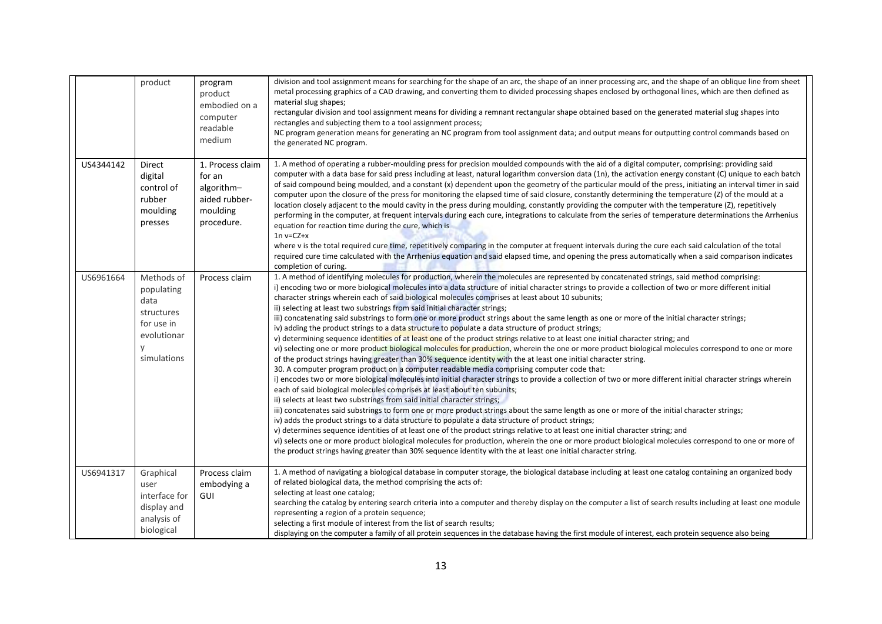| | | | |
|---|---|---|---|
| | product | program product embodied on a computer readable medium | division and tool assignment means for searching for the shape of an arc, the shape of an inner processing arc, and the shape of an oblique line from sheet metal processing graphics of a CAD drawing, and converting them to divided processing shapes enclosed by orthogonal lines, which are then defined as material slug shapes;<br>rectangular division and tool assignment means for dividing a remnant rectangular shape obtained based on the generated material slug shapes into rectangles and subjecting them to a tool assignment process;<br>NC program generation means for generating an NC program from tool assignment data; and output means for outputting control commands based on the generated NC program. |
| US4344142 | Direct digital control of rubber moulding presses | 1. Process claim for an algorithm–aided rubber-moulding procedure. | 1. A method of operating a rubber-moulding press for precision moulded compounds with the aid of a digital computer, comprising: providing said computer with a data base for said press including at least, natural logarithm conversion data (1n), the activation energy constant (C) unique to each batch of said compound being moulded, and a constant (x) dependent upon the geometry of the particular mould of the press, initiating an interval timer in said computer upon the closure of the press for monitoring the elapsed time of said closure, constantly determining the temperature (Z) of the mould at a location closely adjacent to the mould cavity in the press during moulding, constantly providing the computer with the temperature (Z), repetitively performing in the computer, at frequent intervals during each cure, integrations to calculate from the series of temperature determinations the Arrhenius equation for reaction time during the cure, which is<br>1n v=CZ+x<br>where v is the total required cure time, repetitively comparing in the computer at frequent intervals during the cure each said calculation of the total required cure time calculated with the Arrhenius equation and said elapsed time, and opening the press automatically when a said comparison indicates completion of curing. |
| US6961664 | Methods of populating data structures for use in evolutionary simulations | Process claim | 1. A method of identifying molecules for production, wherein the molecules are represented by concatenated strings, said method comprising:<br>i) encoding two or more biological molecules into a data structure of initial character strings to provide a collection of two or more different initial character strings wherein each of said biological molecules comprises at least about 10 subunits;<br>ii) selecting at least two substrings from said initial character strings;<br>iii) concatenating said substrings to form one or more product strings about the same length as one or more of the initial character strings;<br>iv) adding the product strings to a data structure to populate a data structure of product strings;<br>v) determining sequence identities of at least one of the product strings relative to at least one initial character string; and<br>vi) selecting one or more product biological molecules for production, wherein the one or more product biological molecules correspond to one or more of the product strings having greater than 30% sequence identity with the at least one initial character string.<br>30. A computer program product on a computer readable media comprising computer code that:<br>i) encodes two or more biological molecules into initial character strings to provide a collection of two or more different initial character strings wherein each of said biological molecules comprises at least about ten subunits;<br>ii) selects at least two substrings from said initial character strings;<br>iii) concatenates said substrings to form one or more product strings about the same length as one or more of the initial character strings;<br>iv) adds the product strings to a data structure to populate a data structure of product strings;<br>v) determines sequence identities of at least one of the product strings relative to at least one initial character string; and<br>vi) selects one or more product biological molecules for production, wherein the one or more product biological molecules correspond to one or more of the product strings having greater than 30% sequence identity with the at least one initial character string. |
| US6941317 | Graphical user interface for display and analysis of biological | Process claim embodying a GUI | 1. A method of navigating a biological database in computer storage, the biological database including at least one catalog containing an organized body of related biological data, the method comprising the acts of:<br>selecting at least one catalog;<br>searching the catalog by entering search criteria into a computer and thereby display on the computer a list of search results including at least one module representing a region of a protein sequence;<br>selecting a first module of interest from the list of search results;<br>displaying on the computer a family of all protein sequences in the database having the first module of interest, each protein sequence also being |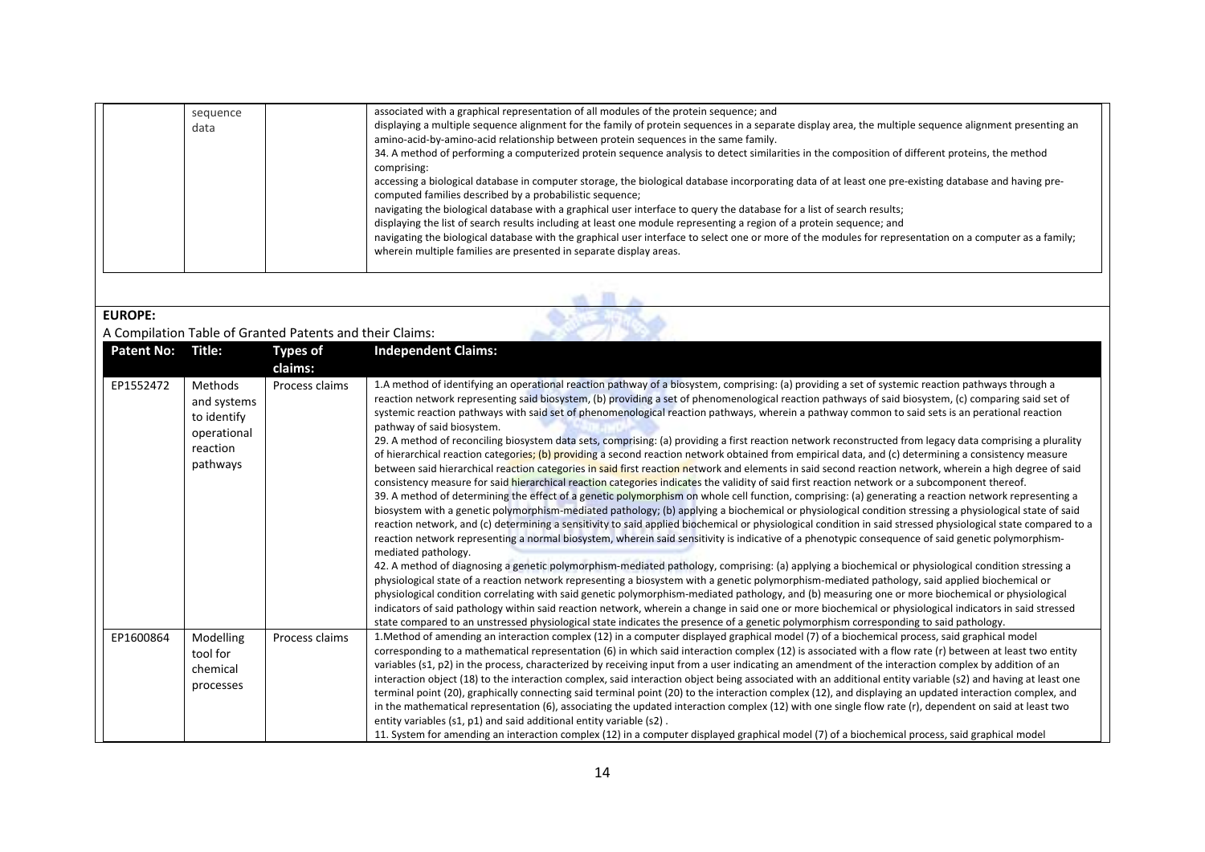| | sequence data | | associated with a graphical representation of all modules of the protein sequence; and displaying a multiple sequence alignment for the family of protein sequences in a separate display area, the multiple sequence alignment presenting an amino-acid-by-amino-acid relationship between protein sequences in the same family. 34. A method of performing a computerized protein sequence analysis to detect similarities in the composition of different proteins, the method comprising: accessing a biological database in computer storage, the biological database incorporating data of at least one pre-existing database and having pre-computed families described by a probabilistic sequence; navigating the biological database with a graphical user interface to query the database for a list of search results; displaying the list of search results including at least one module representing a region of a protein sequence; and navigating the biological database with the graphical user interface to select one or more of the modules for representation on a computer as a family; wherein multiple families are presented in separate display areas. |
|---|---|---|---|

**EUROPE:**

A Compilation Table of Granted Patents and their Claims:

| Patent No: | Title: | Types of claims: | Independent Claims: |
|---|---|---|---|
| EP1552472 | Methods and systems to identify operational reaction pathways | Process claims | 1.A method of identifying an operational reaction pathway of a biosystem, comprising: (a) providing a set of systemic reaction pathways through a reaction network representing said biosystem, (b) providing a set of phenomenological reaction pathways of said biosystem, (c) comparing said set of systemic reaction pathways with said set of phenomenological reaction pathways, wherein a pathway common to said sets is an perational reaction pathway of said biosystem. 29. A method of reconciling biosystem data sets, comprising: (a) providing a first reaction network reconstructed from legacy data comprising a plurality of hierarchical reaction categories; (b) providing a second reaction network obtained from empirical data, and (c) determining a consistency measure between said hierarchical reaction categories in said first reaction network and elements in said second reaction network, wherein a high degree of said consistency measure for said hierarchical reaction categories indicates the validity of said first reaction network or a subcomponent thereof. 39. A method of determining the effect of a genetic polymorphism on whole cell function, comprising: (a) generating a reaction network representing a biosystem with a genetic polymorphism-mediated pathology; (b) applying a biochemical or physiological condition stressing a physiological state of said reaction network, and (c) determining a sensitivity to said applied biochemical or physiological condition in said stressed physiological state compared to a reaction network representing a normal biosystem, wherein said sensitivity is indicative of a phenotypic consequence of said genetic polymorphism-mediated pathology. 42. A method of diagnosing a genetic polymorphism-mediated pathology, comprising: (a) applying a biochemical or physiological condition stressing a physiological state of a reaction network representing a biosystem with a genetic polymorphism-mediated pathology, said applied biochemical or physiological condition correlating with said genetic polymorphism-mediated pathology, and (b) measuring one or more biochemical or physiological indicators of said pathology within said reaction network, wherein a change in said one or more biochemical or physiological indicators in said stressed state compared to an unstressed physiological state indicates the presence of a genetic polymorphism corresponding to said pathology. |
| EP1600864 | Modelling tool for chemical processes | Process claims | 1.Method of amending an interaction complex (12) in a computer displayed graphical model (7) of a biochemical process, said graphical model corresponding to a mathematical representation (6) in which said interaction complex (12) is associated with a flow rate (r) between at least two entity variables (s1, p2) in the process, characterized by receiving input from a user indicating an amendment of the interaction complex by addition of an interaction object (18) to the interaction complex, said interaction object being associated with an additional entity variable (s2) and having at least one terminal point (20), graphically connecting said terminal point (20) to the interaction complex (12), and displaying an updated interaction complex, and in the mathematical representation (6), associating the updated interaction complex (12) with one single flow rate (r), dependent on said at least two entity variables (s1, p1) and said additional entity variable (s2) . 11. System for amending an interaction complex (12) in a computer displayed graphical model (7) of a biochemical process, said graphical model |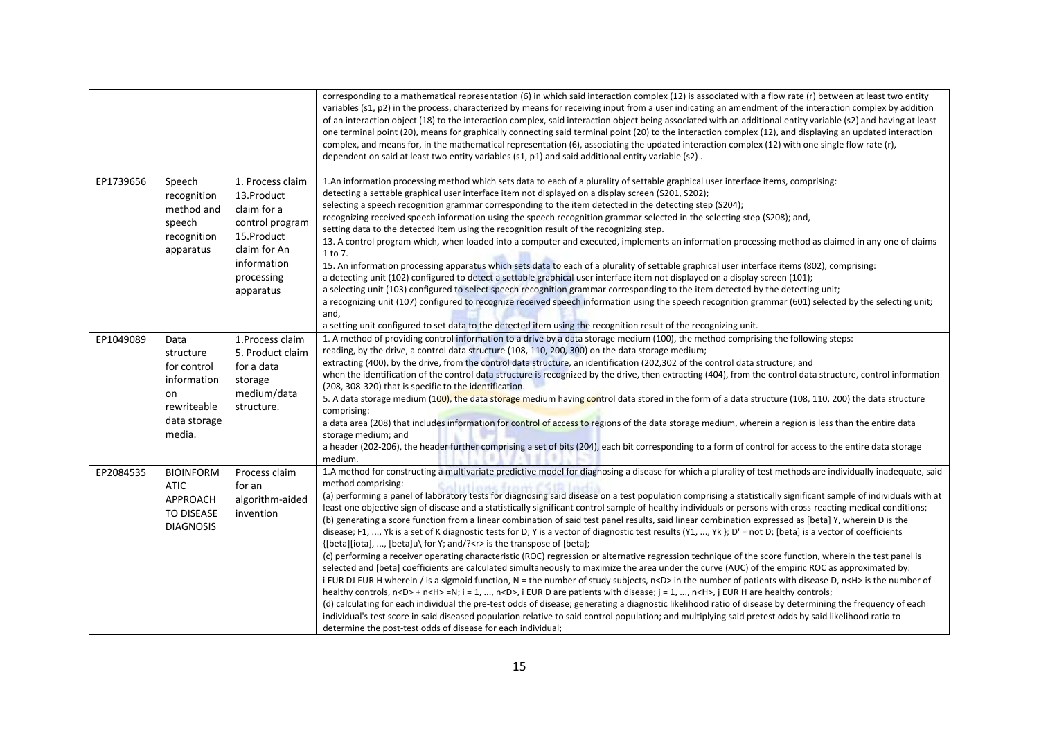| | | | |
|---|---|---|---|
| | | | corresponding to a mathematical representation (6) in which said interaction complex (12) is associated with a flow rate (r) between at least two entity variables (s1, p2) in the process, characterized by means for receiving input from a user indicating an amendment of the interaction complex by addition of an interaction object (18) to the interaction complex, said interaction object being associated with an additional entity variable (s2) and having at least one terminal point (20), means for graphically connecting said terminal point (20) to the interaction complex (12), and displaying an updated interaction complex, and means for, in the mathematical representation (6), associating the updated interaction complex (12) with one single flow rate (r), dependent on said at least two entity variables (s1, p1) and said additional entity variable (s2) . |
| EP1739656 | Speech recognition method and speech recognition apparatus | 1. Process claim 13.Product claim for a control program 15.Product claim for An information processing apparatus | 1.An information processing method which sets data to each of a plurality of settable graphical user interface items, comprising: detecting a settable graphical user interface item not displayed on a display screen (S201, S202); selecting a speech recognition grammar corresponding to the item detected in the detecting step (S204); recognizing received speech information using the speech recognition grammar selected in the selecting step (S208); and, setting data to the detected item using the recognition result of the recognizing step. 13. A control program which, when loaded into a computer and executed, implements an information processing method as claimed in any one of claims 1 to 7. 15. An information processing apparatus which sets data to each of a plurality of settable graphical user interface items (802), comprising: a detecting unit (102) configured to detect a settable graphical user interface item not displayed on a display screen (101); a selecting unit (103) configured to select speech recognition grammar corresponding to the item detected by the detecting unit; a recognizing unit (107) configured to recognize received speech information using the speech recognition grammar (601) selected by the selecting unit; and, a setting unit configured to set data to the detected item using the recognition result of the recognizing unit. |
| EP1049089 | Data structure for control information on rewriteable data storage media. | 1.Process claim 5. Product claim for a data storage medium/data structure. | 1. A method of providing control information to a drive by a data storage medium (100), the method comprising the following steps: reading, by the drive, a control data structure (108, 110, 200, 300) on the data storage medium; extracting (400), by the drive, from the control data structure, an identification (202,302 of the control data structure; and when the identification of the control data structure is recognized by the drive, then extracting (404), from the control data structure, control information (208, 308-320) that is specific to the identification. 5. A data storage medium (100), the data storage medium having control data stored in the form of a data structure (108, 110, 200) the data structure comprising: a data area (208) that includes information for control of access to regions of the data storage medium, wherein a region is less than the entire data storage medium; and a header (202-206), the header further comprising a set of bits (204), each bit corresponding to a form of control for access to the entire data storage medium. |
| EP2084535 | BIOINFORMATIC APPROACH TO DISEASE DIAGNOSIS | Process claim for an algorithm-aided invention | 1.A method for constructing a multivariate predictive model for diagnosing a disease for which a plurality of test methods are individually inadequate, said method comprising: (a) performing a panel of laboratory tests for diagnosing said disease on a test population comprising a statistically significant sample of individuals with at least one objective sign of disease and a statistically significant control sample of healthy individuals or persons with cross-reacting medical conditions; (b) generating a score function from a linear combination of said test panel results, said linear combination expressed as [beta] Y, wherein D is the disease; F1, ..., Yk is a set of K diagnostic tests for D; Y is a vector of diagnostic test results (Y1, ..., Yk }; D' = not D; [beta] is a vector of coefficients {[beta][iota], ..., [beta]u\ for Y; and/?<r> is the transpose of [beta]; (c) performing a receiver operating characteristic (ROC) regression or alternative regression technique of the score function, wherein the test panel is selected and [beta] coefficients are calculated simultaneously to maximize the area under the curve (AUC) of the empiric ROC as approximated by: i EUR DJ EUR H wherein / is a sigmoid function, N = the number of study subjects, n<D> in the number of patients with disease D, n<H> is the number of healthy controls, n<D> + n<H> =N; i = 1, ..., n<D>, i EUR D are patients with disease; j = 1, ..., n<H>, j EUR H are healthy controls; (d) calculating for each individual the pre-test odds of disease; generating a diagnostic likelihood ratio of disease by determining the frequency of each individual's test score in said diseased population relative to said control population; and multiplying said pretest odds by said likelihood ratio to determine the post-test odds of disease for each individual; |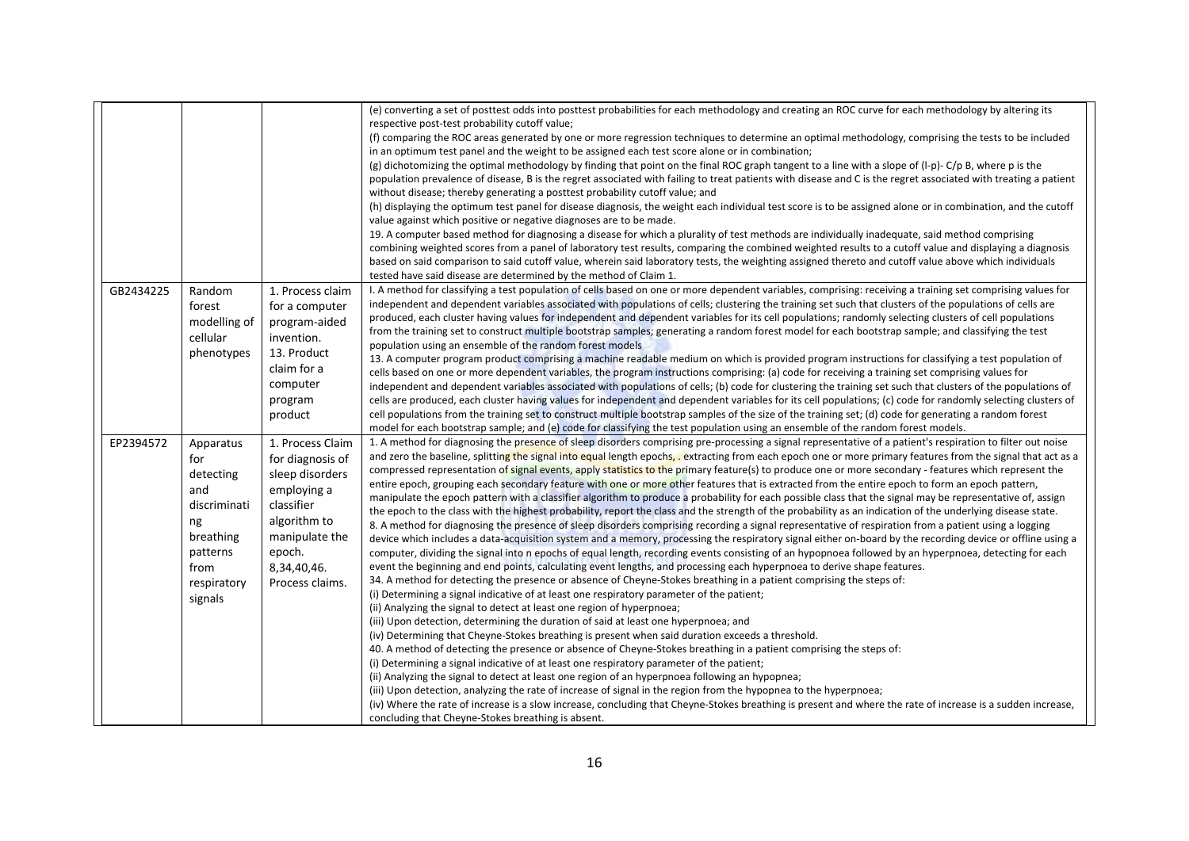| | | | |
|---|---|---|---|
| | | | (e) converting a set of posttest odds into posttest probabilities for each methodology and creating an ROC curve for each methodology by altering its respective post-test probability cutoff value;<br>(f) comparing the ROC areas generated by one or more regression techniques to determine an optimal methodology, comprising the tests to be included in an optimum test panel and the weight to be assigned each test score alone or in combination;<br>(g) dichotomizing the optimal methodology by finding that point on the final ROC graph tangent to a line with a slope of (l-p)- C/p B, where p is the population prevalence of disease, B is the regret associated with failing to treat patients with disease and C is the regret associated with treating a patient without disease; thereby generating a posttest probability cutoff value; and<br>(h) displaying the optimum test panel for disease diagnosis, the weight each individual test score is to be assigned alone or in combination, and the cutoff value against which positive or negative diagnoses are to be made.<br>19. A computer based method for diagnosing a disease for which a plurality of test methods are individually inadequate, said method comprising combining weighted scores from a panel of laboratory test results, comparing the combined weighted results to a cutoff value and displaying a diagnosis based on said comparison to said cutoff value, wherein said laboratory tests, the weighting assigned thereto and cutoff value above which individuals tested have said disease are determined by the method of Claim 1. |
| GB2434225 | Random forest modelling of cellular phenotypes | 1. Process claim for a computer program-aided invention.<br>13. Product claim for a computer program product | I. A method for classifying a test population of cells based on one or more dependent variables, comprising: receiving a training set comprising values for independent and dependent variables associated with populations of cells; clustering the training set such that clusters of the populations of cells are produced, each cluster having values for independent and dependent variables for its cell populations; randomly selecting clusters of cell populations from the training set to construct multiple bootstrap samples; generating a random forest model for each bootstrap sample; and classifying the test population using an ensemble of the random forest models<br>13. A computer program product comprising a machine readable medium on which is provided program instructions for classifying a test population of cells based on one or more dependent variables, the program instructions comprising: (a) code for receiving a training set comprising values for independent and dependent variables associated with populations of cells; (b) code for clustering the training set such that clusters of the populations of cells are produced, each cluster having values for independent and dependent variables for its cell populations; (c) code for randomly selecting clusters of cell populations from the training set to construct multiple bootstrap samples of the size of the training set; (d) code for generating a random forest model for each bootstrap sample; and (e) code for classifying the test population using an ensemble of the random forest models. |
| EP2394572 | Apparatus for detecting and discriminating breathing patterns from respiratory signals | 1. Process Claim for diagnosis of sleep disorders employing a classifier algorithm to manipulate the epoch.<br>8,34,40,46. Process claims. | 1. A method for diagnosing the presence of sleep disorders comprising pre-processing a signal representative of a patient's respiration to filter out noise and zero the baseline, splitting the signal into equal length epochs, . extracting from each epoch one or more primary features from the signal that act as a compressed representation of signal events, apply statistics to the primary feature(s) to produce one or more secondary - features which represent the entire epoch, grouping each secondary feature with one or more other features that is extracted from the entire epoch to form an epoch pattern, manipulate the epoch pattern with a classifier algorithm to produce a probability for each possible class that the signal may be representative of, assign the epoch to the class with the highest probability, report the class and the strength of the probability as an indication of the underlying disease state.<br>8. A method for diagnosing the presence of sleep disorders comprising recording a signal representative of respiration from a patient using a logging device which includes a data-acquisition system and a memory, processing the respiratory signal either on-board by the recording device or offline using a computer, dividing the signal into n epochs of equal length, recording events consisting of an hypopnoea followed by an hyperpnoea, detecting for each event the beginning and end points, calculating event lengths, and processing each hyperpnoea to derive shape features.<br>34. A method for detecting the presence or absence of Cheyne-Stokes breathing in a patient comprising the steps of:<br>(i) Determining a signal indicative of at least one respiratory parameter of the patient;<br>(ii) Analyzing the signal to detect at least one region of hyperpnoea;<br>(iii) Upon detection, determining the duration of said at least one hyperpnoea; and<br>(iv) Determining that Cheyne-Stokes breathing is present when said duration exceeds a threshold.<br>40. A method of detecting the presence or absence of Cheyne-Stokes breathing in a patient comprising the steps of:<br>(i) Determining a signal indicative of at least one respiratory parameter of the patient;<br>(ii) Analyzing the signal to detect at least one region of an hyperpnoea following an hypopnea;<br>(iii) Upon detection, analyzing the rate of increase of signal in the region from the hypopnea to the hyperpnoea;<br>(iv) Where the rate of increase is a slow increase, concluding that Cheyne-Stokes breathing is present and where the rate of increase is a sudden increase, concluding that Cheyne-Stokes breathing is absent. |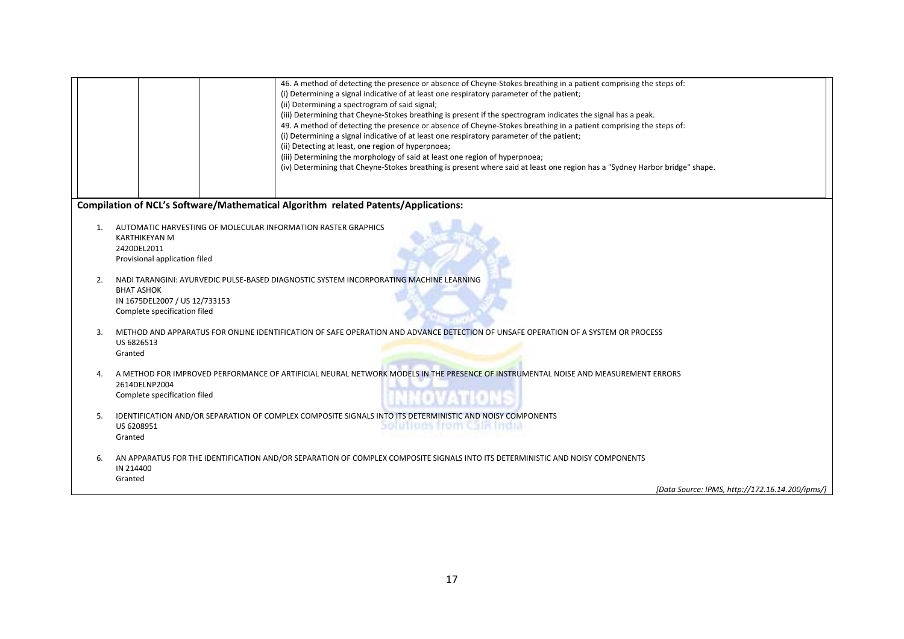| | | | |
|---|---|---|---|
| | | | 46. A method of detecting the presence or absence of Cheyne-Stokes breathing in a patient comprising the steps of:<br>(i) Determining a signal indicative of at least one respiratory parameter of the patient;<br>(ii) Determining a spectrogram of said signal;<br>(iii) Determining that Cheyne-Stokes breathing is present if the spectrogram indicates the signal has a peak.<br>49. A method of detecting the presence or absence of Cheyne-Stokes breathing in a patient comprising the steps of:<br>(i) Determining a signal indicative of at least one respiratory parameter of the patient;<br>(ii) Detecting at least, one region of hyperpnoea;<br>(iii) Determining the morphology of said at least one region of hyperpnoea;<br>(iv) Determining that Cheyne-Stokes breathing is present where said at least one region has a "Sydney Harbor bridge" shape. |

**Compilation of NCL's Software/Mathematical Algorithm related Patents/Applications:**

1. AUTOMATIC HARVESTING OF MOLECULAR INFORMATION RASTER GRAPHICS
   KARTHIKEYAN M
   2420DEL2011
   Provisional application filed

2. NADI TARANGINI: AYURVEDIC PULSE-BASED DIAGNOSTIC SYSTEM INCORPORATING MACHINE LEARNING
   BHAT ASHOK
   IN 1675DEL2007 / US 12/733153
   Complete specification filed

3. METHOD AND APPARATUS FOR ONLINE IDENTIFICATION OF SAFE OPERATION AND ADVANCE DETECTION OF UNSAFE OPERATION OF A SYSTEM OR PROCESS
   US 6826513
   Granted

4. A METHOD FOR IMPROVED PERFORMANCE OF ARTIFICIAL NEURAL NETWORK MODELS IN THE PRESENCE OF INSTRUMENTAL NOISE AND MEASUREMENT ERRORS
   2614DELNP2004
   Complete specification filed

5. IDENTIFICATION AND/OR SEPARATION OF COMPLEX COMPOSITE SIGNALS INTO ITS DETERMINISTIC AND NOISY COMPONENTS
   US 6208951
   Granted

6. AN APPARATUS FOR THE IDENTIFICATION AND/OR SEPARATION OF COMPLEX COMPOSITE SIGNALS INTO ITS DETERMINISTIC AND NOISY COMPONENTS
   IN 214400
   Granted

*[Data Source: IPMS, http://172.16.14.200/ipms/]*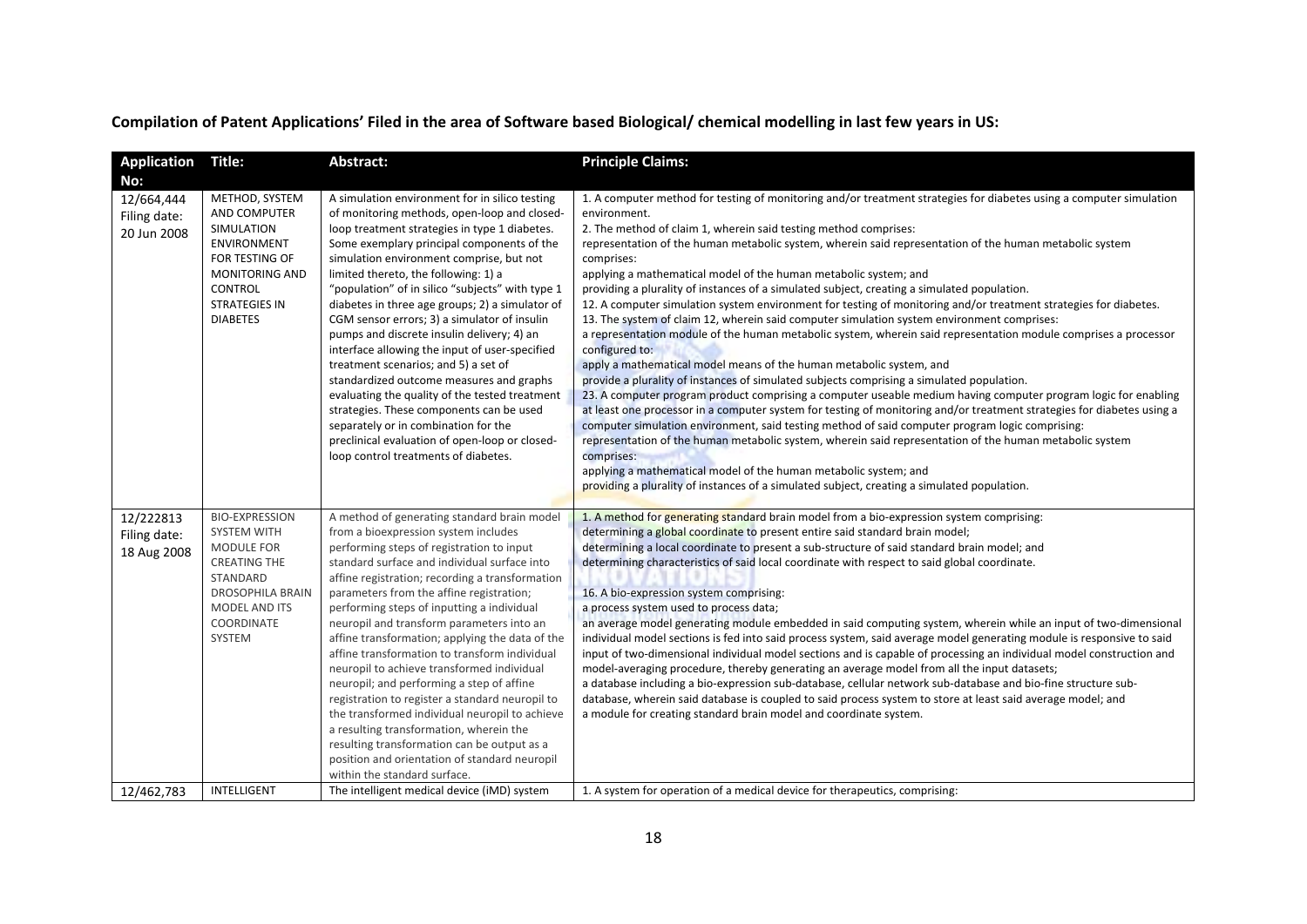**Compilation of Patent Applications' Filed in the area of Software based Biological/ chemical modelling in last few years in US:**

| Application No: | Title: | Abstract: | Principle Claims: |
|---|---|---|---|
| 12/664,444 Filing date: 20 Jun 2008 | METHOD, SYSTEM AND COMPUTER SIMULATION ENVIRONMENT FOR TESTING OF MONITORING AND CONTROL STRATEGIES IN DIABETES | A simulation environment for in silico testing of monitoring methods, open-loop and closed-loop treatment strategies in type 1 diabetes. Some exemplary principal components of the simulation environment comprise, but not limited thereto, the following: 1) a "population" of in silico "subjects" with type 1 diabetes in three age groups; 2) a simulator of CGM sensor errors; 3) a simulator of insulin pumps and discrete insulin delivery; 4) an interface allowing the input of user-specified treatment scenarios; and 5) a set of standardized outcome measures and graphs evaluating the quality of the tested treatment strategies. These components can be used separately or in combination for the preclinical evaluation of open-loop or closed-loop control treatments of diabetes. | 1. A computer method for testing of monitoring and/or treatment strategies for diabetes using a computer simulation environment.<br>2. The method of claim 1, wherein said testing method comprises:<br>representation of the human metabolic system, wherein said representation of the human metabolic system comprises:<br>applying a mathematical model of the human metabolic system; and<br>providing a plurality of instances of a simulated subject, creating a simulated population.<br>12. A computer simulation system environment for testing of monitoring and/or treatment strategies for diabetes.<br>13. The system of claim 12, wherein said computer simulation system environment comprises:<br>a representation module of the human metabolic system, wherein said representation module comprises a processor configured to:<br>apply a mathematical model means of the human metabolic system, and<br>provide a plurality of instances of simulated subjects comprising a simulated population.<br>23. A computer program product comprising a computer useable medium having computer program logic for enabling at least one processor in a computer system for testing of monitoring and/or treatment strategies for diabetes using a computer simulation environment, said testing method of said computer program logic comprising:<br>representation of the human metabolic system, wherein said representation of the human metabolic system comprises:<br>applying a mathematical model of the human metabolic system; and<br>providing a plurality of instances of a simulated subject, creating a simulated population. |
| 12/222813 Filing date: 18 Aug 2008 | BIO-EXPRESSION SYSTEM WITH MODULE FOR CREATING THE STANDARD DROSOPHILA BRAIN MODEL AND ITS COORDINATE SYSTEM | A method of generating standard brain model from a bioexpression system includes performing steps of registration to input standard surface and individual surface into affine registration; recording a transformation parameters from the affine registration; performing steps of inputting a individual neuropil and transform parameters into an affine transformation; applying the data of the affine transformation to transform individual neuropil to achieve transformed individual neuropil; and performing a step of affine registration to register a standard neuropil to the transformed individual neuropil to achieve a resulting transformation, wherein the resulting transformation can be output as a position and orientation of standard neuropil within the standard surface. | 1. A method for generating standard brain model from a bio-expression system comprising:<br>determining a global coordinate to present entire said standard brain model;<br>determining a local coordinate to present a sub-structure of said standard brain model; and<br>determining characteristics of said local coordinate with respect to said global coordinate.<br><br>16. A bio-expression system comprising:<br>a process system used to process data;<br>an average model generating module embedded in said computing system, wherein while an input of two-dimensional individual model sections is fed into said process system, said average model generating module is responsive to said input of two-dimensional individual model sections and is capable of processing an individual model construction and model-averaging procedure, thereby generating an average model from all the input datasets;<br>a database including a bio-expression sub-database, cellular network sub-database and bio-fine structure sub-database, wherein said database is coupled to said process system to store at least said average model; and<br>a module for creating standard brain model and coordinate system. |
| 12/462,783 | INTELLIGENT | The intelligent medical device (iMD) system | 1. A system for operation of a medical device for therapeutics, comprising: |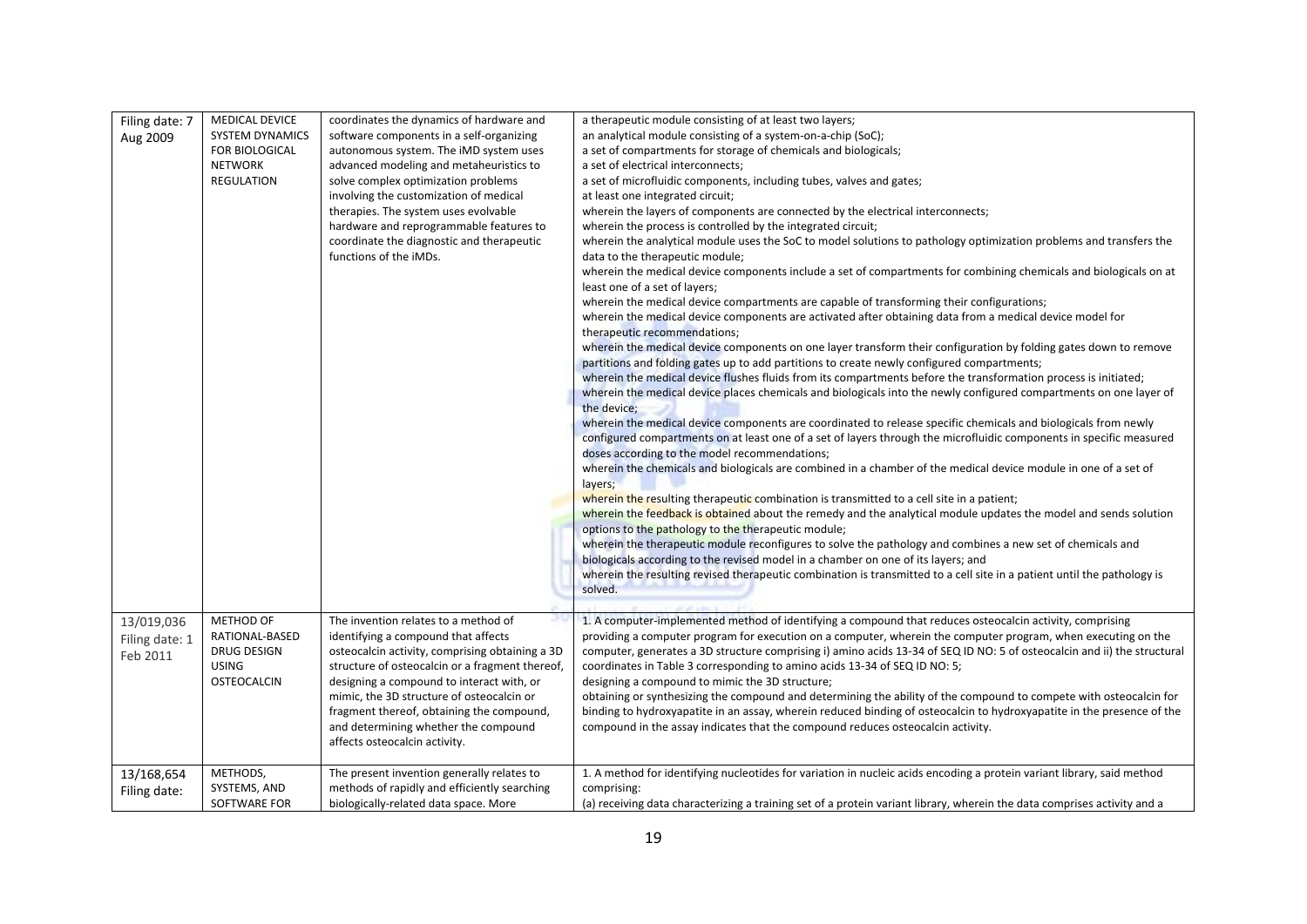| Filing date: 7 Aug 2009 | MEDICAL DEVICE SYSTEM DYNAMICS FOR BIOLOGICAL NETWORK REGULATION | coordinates the dynamics of hardware and software components in a self-organizing autonomous system. The iMD system uses advanced modeling and metaheuristics to solve complex optimization problems involving the customization of medical therapies. The system uses evolvable hardware and reprogrammable features to coordinate the diagnostic and therapeutic functions of the iMDs. | a therapeutic module consisting of at least two layers;<br>an analytical module consisting of a system-on-a-chip (SoC);<br>a set of compartments for storage of chemicals and biologicals;<br>a set of electrical interconnects;<br>a set of microfluidic components, including tubes, valves and gates;<br>at least one integrated circuit;<br>wherein the layers of components are connected by the electrical interconnects;<br>wherein the process is controlled by the integrated circuit;<br>wherein the analytical module uses the SoC to model solutions to pathology optimization problems and transfers the data to the therapeutic module;<br>wherein the medical device components include a set of compartments for combining chemicals and biologicals on at least one of a set of layers;<br>wherein the medical device compartments are capable of transforming their configurations;<br>wherein the medical device components are activated after obtaining data from a medical device model for therapeutic recommendations;<br>wherein the medical device components on one layer transform their configuration by folding gates down to remove partitions and folding gates up to add partitions to create newly configured compartments;<br>wherein the medical device flushes fluids from its compartments before the transformation process is initiated;<br>wherein the medical device places chemicals and biologicals into the newly configured compartments on one layer of the device;<br>wherein the medical device components are coordinated to release specific chemicals and biologicals from newly configured compartments on at least one of a set of layers through the microfluidic components in specific measured doses according to the model recommendations;<br>wherein the chemicals and biologicals are combined in a chamber of the medical device module in one of a set of layers;<br>wherein the resulting therapeutic combination is transmitted to a cell site in a patient;<br>wherein the feedback is obtained about the remedy and the analytical module updates the model and sends solution options to the pathology to the therapeutic module;<br>wherein the therapeutic module reconfigures to solve the pathology and combines a new set of chemicals and biologicals according to the revised model in a chamber on one of its layers; and<br>wherein the resulting revised therapeutic combination is transmitted to a cell site in a patient until the pathology is solved. |
|---|---|---|---|
| 13/019,036<br>Filing date: 1 Feb 2011 | METHOD OF RATIONAL-BASED DRUG DESIGN USING OSTEOCALCIN | The invention relates to a method of identifying a compound that affects osteocalcin activity, comprising obtaining a 3D structure of osteocalcin or a fragment thereof, designing a compound to interact with, or mimic, the 3D structure of osteocalcin or fragment thereof, obtaining the compound, and determining whether the compound affects osteocalcin activity. | 1. A computer-implemented method of identifying a compound that reduces osteocalcin activity, comprising<br>providing a computer program for execution on a computer, wherein the computer program, when executing on the computer, generates a 3D structure comprising i) amino acids 13-34 of SEQ ID NO: 5 of osteocalcin and ii) the structural coordinates in Table 3 corresponding to amino acids 13-34 of SEQ ID NO: 5;<br>designing a compound to mimic the 3D structure;<br>obtaining or synthesizing the compound and determining the ability of the compound to compete with osteocalcin for binding to hydroxyapatite in an assay, wherein reduced binding of osteocalcin to hydroxyapatite in the presence of the compound in the assay indicates that the compound reduces osteocalcin activity. |
| 13/168,654<br>Filing date: | METHODS, SYSTEMS, AND SOFTWARE FOR | The present invention generally relates to methods of rapidly and efficiently searching biologically-related data space. More | 1. A method for identifying nucleotides for variation in nucleic acids encoding a protein variant library, said method comprising:<br>(a) receiving data characterizing a training set of a protein variant library, wherein the data comprises activity and a |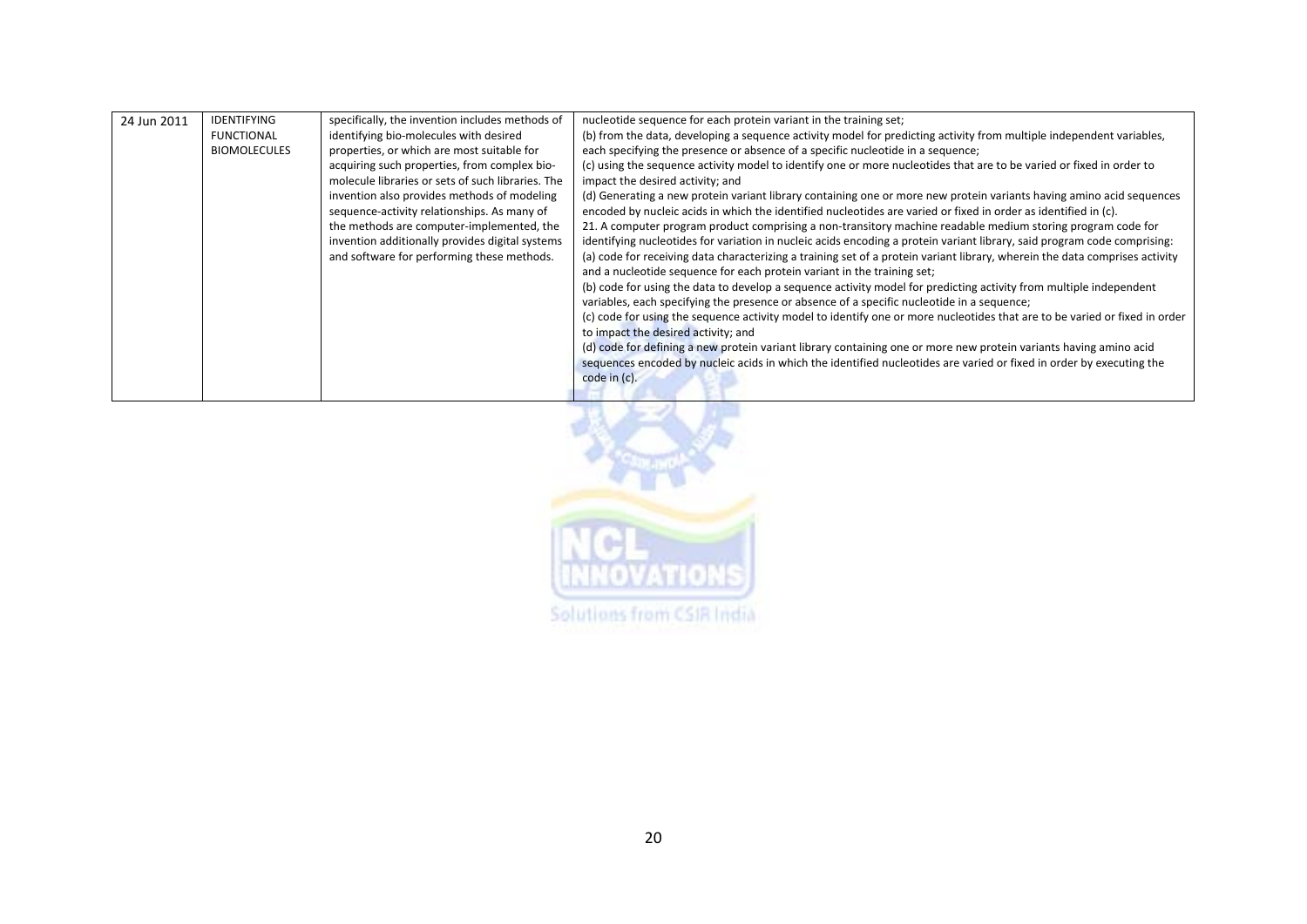| | | | |
|---|---|---|---|
| 24 Jun 2011 | IDENTIFYING FUNCTIONAL BIOMOLECULES | specifically, the invention includes methods of identifying bio-molecules with desired properties, or which are most suitable for acquiring such properties, from complex bio-molecule libraries or sets of such libraries. The invention also provides methods of modeling sequence-activity relationships. As many of the methods are computer-implemented, the invention additionally provides digital systems and software for performing these methods. | nucleotide sequence for each protein variant in the training set;<br>(b) from the data, developing a sequence activity model for predicting activity from multiple independent variables, each specifying the presence or absence of a specific nucleotide in a sequence;<br>(c) using the sequence activity model to identify one or more nucleotides that are to be varied or fixed in order to impact the desired activity; and<br>(d) Generating a new protein variant library containing one or more new protein variants having amino acid sequences encoded by nucleic acids in which the identified nucleotides are varied or fixed in order as identified in (c).<br>21. A computer program product comprising a non-transitory machine readable medium storing program code for identifying nucleotides for variation in nucleic acids encoding a protein variant library, said program code comprising:<br>(a) code for receiving data characterizing a training set of a protein variant library, wherein the data comprises activity and a nucleotide sequence for each protein variant in the training set;<br>(b) code for using the data to develop a sequence activity model for predicting activity from multiple independent variables, each specifying the presence or absence of a specific nucleotide in a sequence;<br>(c) code for using the sequence activity model to identify one or more nucleotides that are to be varied or fixed in order to impact the desired activity; and<br>(d) code for defining a new protein variant library containing one or more new protein variants having amino acid sequences encoded by nucleic acids in which the identified nucleotides are varied or fixed in order by executing the code in (c). |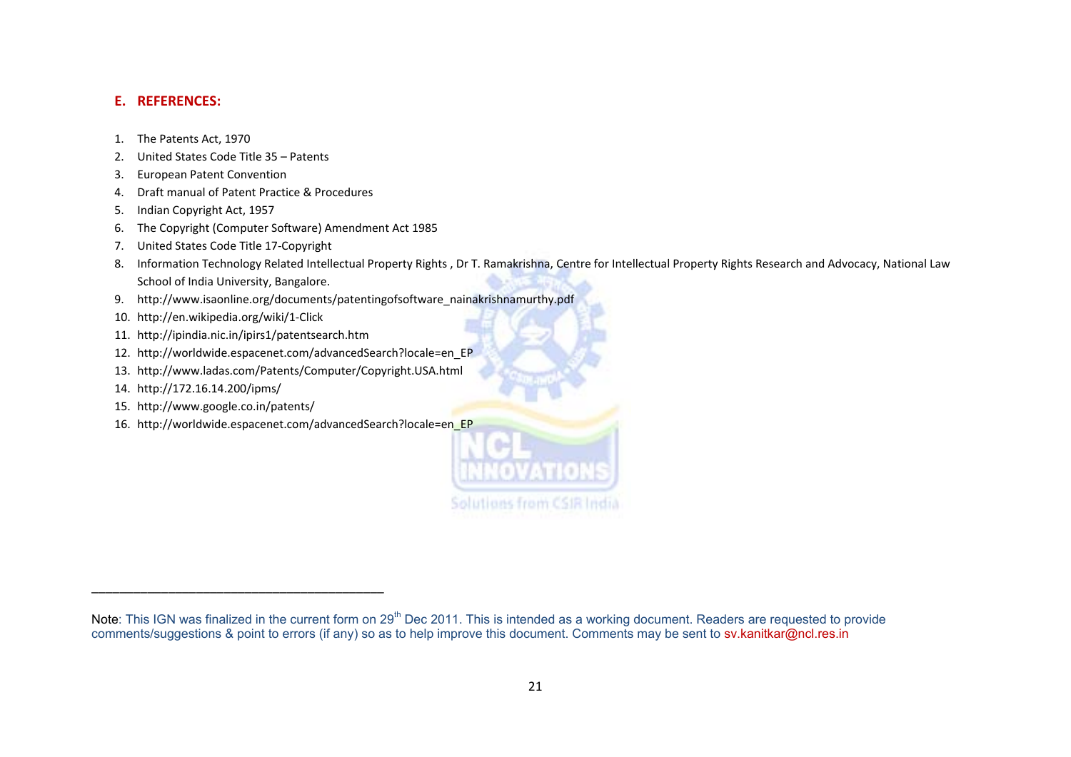## E. REFERENCES:

1. The Patents Act, 1970
2. United States Code Title 35 – Patents
3. European Patent Convention
4. Draft manual of Patent Practice & Procedures
5. Indian Copyright Act, 1957
6. The Copyright (Computer Software) Amendment Act 1985
7. United States Code Title 17-Copyright
8. Information Technology Related Intellectual Property Rights , Dr T. Ramakrishna, Centre for Intellectual Property Rights Research and Advocacy, National Law School of India University, Bangalore.
9. http://www.isaonline.org/documents/patentingofsoftware_nainakrishnamurthy.pdf
10. http://en.wikipedia.org/wiki/1-Click
11. http://ipindia.nic.in/ipirs1/patentsearch.htm
12. http://worldwide.espacenet.com/advancedSearch?locale=en_EP
13. http://www.ladas.com/Patents/Computer/Copyright.USA.html
14. http://172.16.14.200/ipms/
15. http://www.google.co.in/patents/
16. http://worldwide.espacenet.com/advancedSearch?locale=en_EP

---

Note: This IGN was finalized in the current form on 29th Dec 2011. This is intended as a working document. Readers are requested to provide comments/suggestions & point to errors (if any) so as to help improve this document. Comments may be sent to sv.kanitkar@ncl.res.in